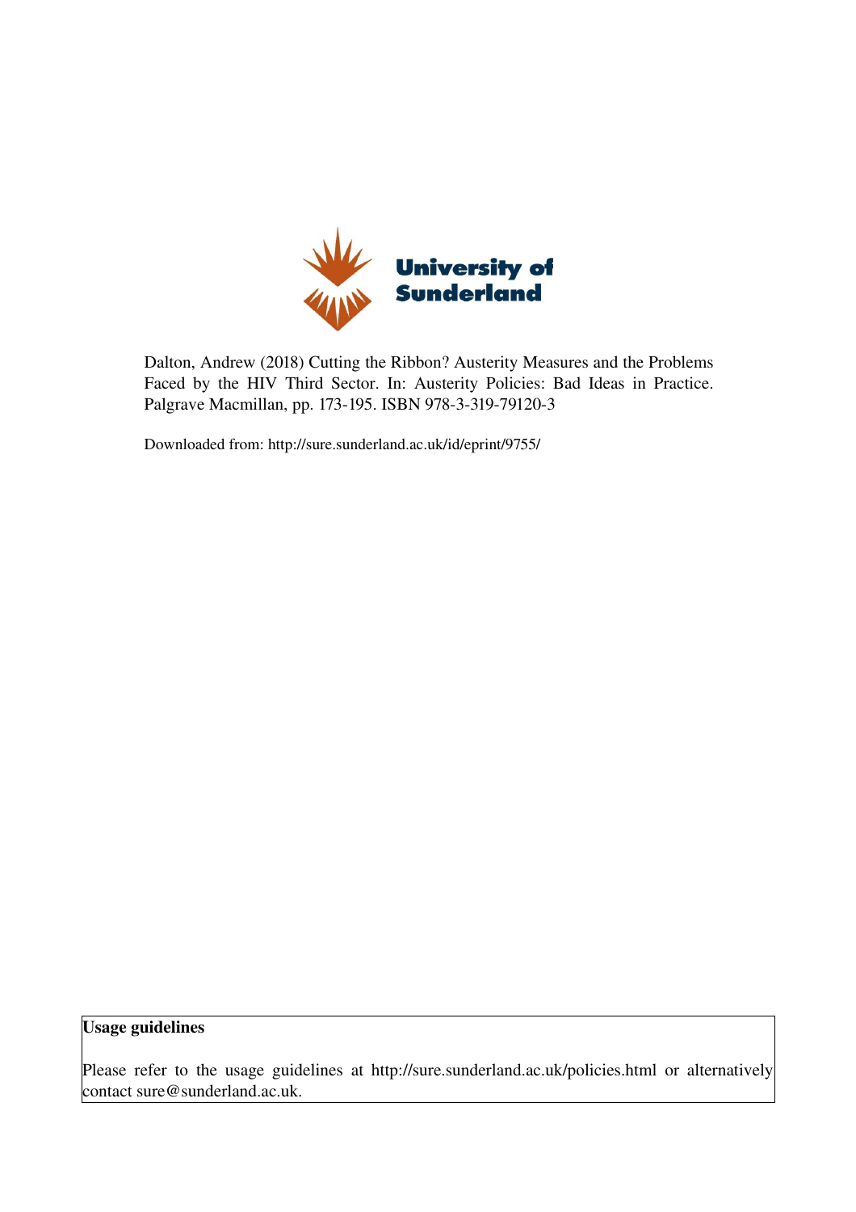University of Sunderland

Dalton, Andrew (2018) Cutting the Ribbon? Austerity Measures and the Problems Faced by the HIV Third Sector. In: Austerity Policies: Bad Ideas in Practice. Palgrave Macmillan, pp. 173-195. ISBN 978-3-319-79120-3

Downloaded from: http://sure.sunderland.ac.uk/id/eprint/9755/

**Usage guidelines**

Please refer to the usage guidelines at http://sure.sunderland.ac.uk/policies.html or alternatively contact sure@sunderland.ac.uk.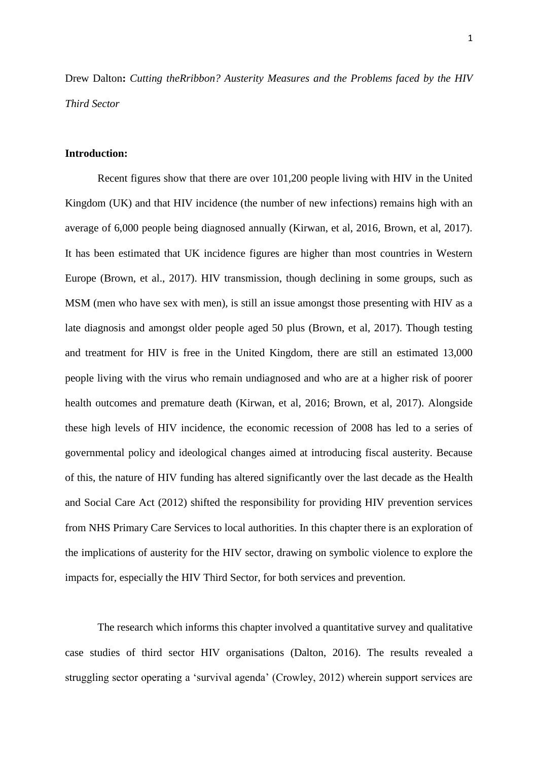Drew Dalton**:** *Cutting theRribbon? Austerity Measures and the Problems faced by the HIV Third Sector*

**Introduction:**

Recent figures show that there are over 101,200 people living with HIV in the United Kingdom (UK) and that HIV incidence (the number of new infections) remains high with an average of 6,000 people being diagnosed annually (Kirwan, et al, 2016, Brown, et al, 2017). It has been estimated that UK incidence figures are higher than most countries in Western Europe (Brown, et al., 2017). HIV transmission, though declining in some groups, such as MSM (men who have sex with men), is still an issue amongst those presenting with HIV as a late diagnosis and amongst older people aged 50 plus (Brown, et al, 2017). Though testing and treatment for HIV is free in the United Kingdom, there are still an estimated 13,000 people living with the virus who remain undiagnosed and who are at a higher risk of poorer health outcomes and premature death (Kirwan, et al, 2016; Brown, et al, 2017). Alongside these high levels of HIV incidence, the economic recession of 2008 has led to a series of governmental policy and ideological changes aimed at introducing fiscal austerity. Because of this, the nature of HIV funding has altered significantly over the last decade as the Health and Social Care Act (2012) shifted the responsibility for providing HIV prevention services from NHS Primary Care Services to local authorities. In this chapter there is an exploration of the implications of austerity for the HIV sector, drawing on symbolic violence to explore the impacts for, especially the HIV Third Sector, for both services and prevention.

The research which informs this chapter involved a quantitative survey and qualitative case studies of third sector HIV organisations (Dalton, 2016). The results revealed a struggling sector operating a 'survival agenda' (Crowley, 2012) wherein support services are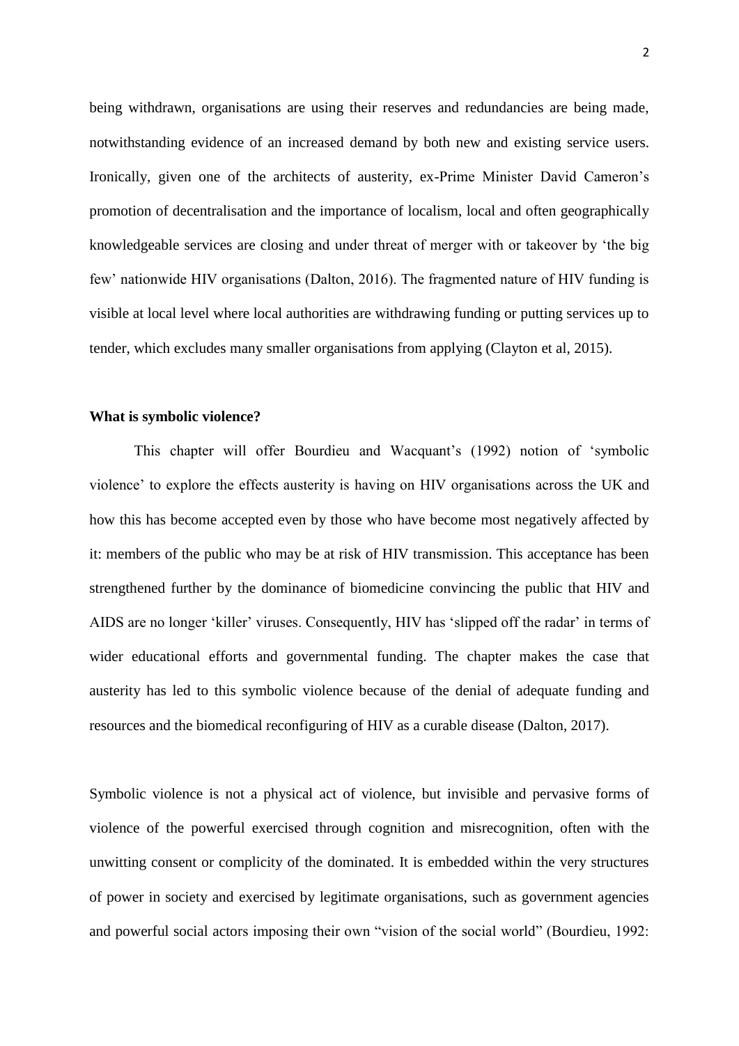being withdrawn, organisations are using their reserves and redundancies are being made, notwithstanding evidence of an increased demand by both new and existing service users. Ironically, given one of the architects of austerity, ex-Prime Minister David Cameron's promotion of decentralisation and the importance of localism, local and often geographically knowledgeable services are closing and under threat of merger with or takeover by 'the big few' nationwide HIV organisations (Dalton, 2016). The fragmented nature of HIV funding is visible at local level where local authorities are withdrawing funding or putting services up to tender, which excludes many smaller organisations from applying (Clayton et al, 2015).

**What is symbolic violence?**

This chapter will offer Bourdieu and Wacquant's (1992) notion of 'symbolic violence' to explore the effects austerity is having on HIV organisations across the UK and how this has become accepted even by those who have become most negatively affected by it: members of the public who may be at risk of HIV transmission. This acceptance has been strengthened further by the dominance of biomedicine convincing the public that HIV and AIDS are no longer 'killer' viruses. Consequently, HIV has 'slipped off the radar' in terms of wider educational efforts and governmental funding. The chapter makes the case that austerity has led to this symbolic violence because of the denial of adequate funding and resources and the biomedical reconfiguring of HIV as a curable disease (Dalton, 2017).

Symbolic violence is not a physical act of violence, but invisible and pervasive forms of violence of the powerful exercised through cognition and misrecognition, often with the unwitting consent or complicity of the dominated. It is embedded within the very structures of power in society and exercised by legitimate organisations, such as government agencies and powerful social actors imposing their own "vision of the social world" (Bourdieu, 1992: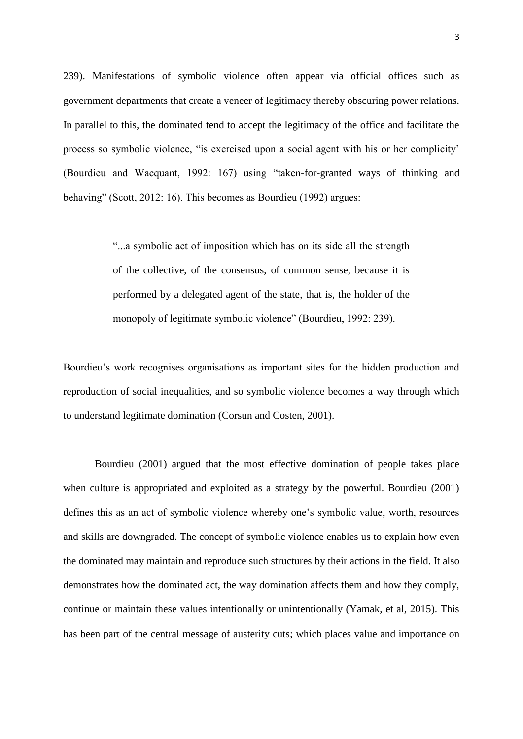239). Manifestations of symbolic violence often appear via official offices such as government departments that create a veneer of legitimacy thereby obscuring power relations. In parallel to this, the dominated tend to accept the legitimacy of the office and facilitate the process so symbolic violence, "is exercised upon a social agent with his or her complicity' (Bourdieu and Wacquant, 1992: 167) using "taken-for-granted ways of thinking and behaving" (Scott, 2012: 16). This becomes as Bourdieu (1992) argues:

> "...a symbolic act of imposition which has on its side all the strength of the collective, of the consensus, of common sense, because it is performed by a delegated agent of the state, that is, the holder of the monopoly of legitimate symbolic violence" (Bourdieu, 1992: 239).

Bourdieu's work recognises organisations as important sites for the hidden production and reproduction of social inequalities, and so symbolic violence becomes a way through which to understand legitimate domination (Corsun and Costen, 2001).

Bourdieu (2001) argued that the most effective domination of people takes place when culture is appropriated and exploited as a strategy by the powerful. Bourdieu (2001) defines this as an act of symbolic violence whereby one's symbolic value, worth, resources and skills are downgraded. The concept of symbolic violence enables us to explain how even the dominated may maintain and reproduce such structures by their actions in the field. It also demonstrates how the dominated act, the way domination affects them and how they comply, continue or maintain these values intentionally or unintentionally (Yamak, et al, 2015). This has been part of the central message of austerity cuts; which places value and importance on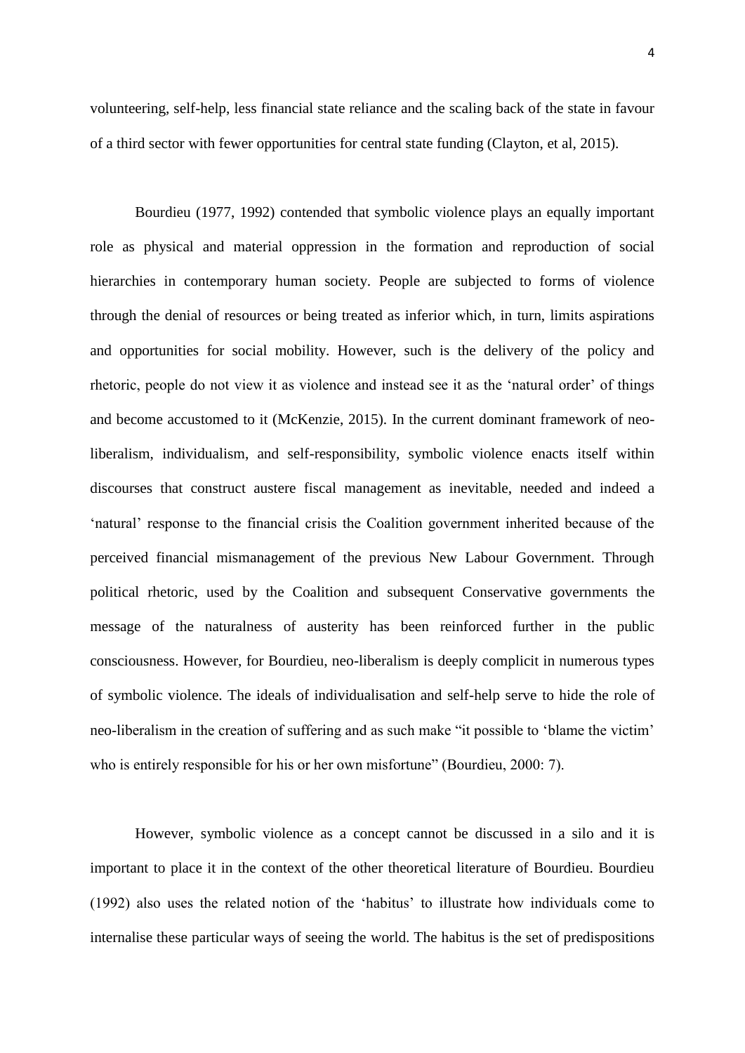volunteering, self-help, less financial state reliance and the scaling back of the state in favour of a third sector with fewer opportunities for central state funding (Clayton, et al, 2015).

Bourdieu (1977, 1992) contended that symbolic violence plays an equally important role as physical and material oppression in the formation and reproduction of social hierarchies in contemporary human society. People are subjected to forms of violence through the denial of resources or being treated as inferior which, in turn, limits aspirations and opportunities for social mobility. However, such is the delivery of the policy and rhetoric, people do not view it as violence and instead see it as the 'natural order' of things and become accustomed to it (McKenzie, 2015). In the current dominant framework of neo-liberalism, individualism, and self-responsibility, symbolic violence enacts itself within discourses that construct austere fiscal management as inevitable, needed and indeed a 'natural' response to the financial crisis the Coalition government inherited because of the perceived financial mismanagement of the previous New Labour Government. Through political rhetoric, used by the Coalition and subsequent Conservative governments the message of the naturalness of austerity has been reinforced further in the public consciousness. However, for Bourdieu, neo-liberalism is deeply complicit in numerous types of symbolic violence. The ideals of individualisation and self-help serve to hide the role of neo-liberalism in the creation of suffering and as such make "it possible to 'blame the victim' who is entirely responsible for his or her own misfortune" (Bourdieu, 2000: 7).

However, symbolic violence as a concept cannot be discussed in a silo and it is important to place it in the context of the other theoretical literature of Bourdieu. Bourdieu (1992) also uses the related notion of the 'habitus' to illustrate how individuals come to internalise these particular ways of seeing the world. The habitus is the set of predispositions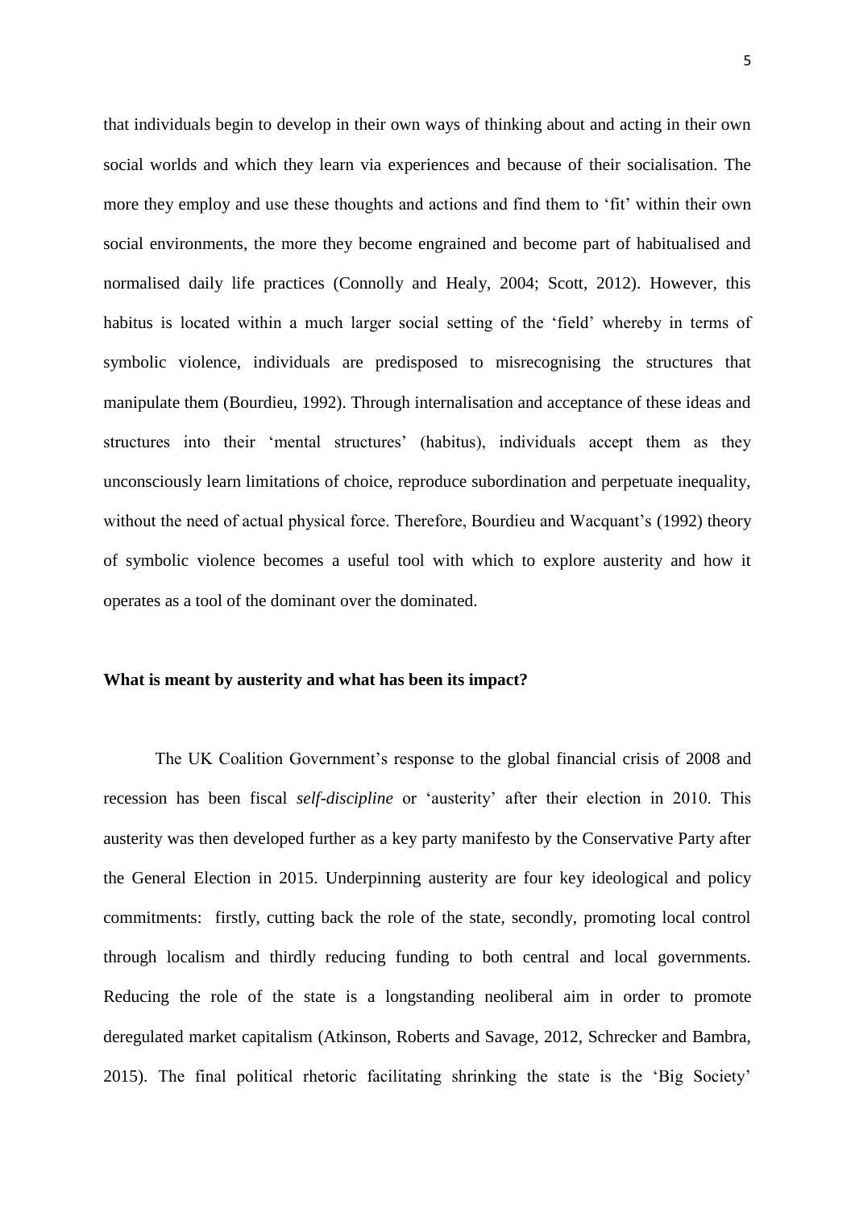that individuals begin to develop in their own ways of thinking about and acting in their own social worlds and which they learn via experiences and because of their socialisation. The more they employ and use these thoughts and actions and find them to 'fit' within their own social environments, the more they become engrained and become part of habitualised and normalised daily life practices (Connolly and Healy, 2004; Scott, 2012). However, this habitus is located within a much larger social setting of the 'field' whereby in terms of symbolic violence, individuals are predisposed to misrecognising the structures that manipulate them (Bourdieu, 1992). Through internalisation and acceptance of these ideas and structures into their 'mental structures' (habitus), individuals accept them as they unconsciously learn limitations of choice, reproduce subordination and perpetuate inequality, without the need of actual physical force. Therefore, Bourdieu and Wacquant's (1992) theory of symbolic violence becomes a useful tool with which to explore austerity and how it operates as a tool of the dominant over the dominated.

**What is meant by austerity and what has been its impact?**

The UK Coalition Government's response to the global financial crisis of 2008 and recession has been fiscal *self-discipline* or 'austerity' after their election in 2010. This austerity was then developed further as a key party manifesto by the Conservative Party after the General Election in 2015. Underpinning austerity are four key ideological and policy commitments: firstly, cutting back the role of the state, secondly, promoting local control through localism and thirdly reducing funding to both central and local governments. Reducing the role of the state is a longstanding neoliberal aim in order to promote deregulated market capitalism (Atkinson, Roberts and Savage, 2012, Schrecker and Bambra, 2015). The final political rhetoric facilitating shrinking the state is the 'Big Society'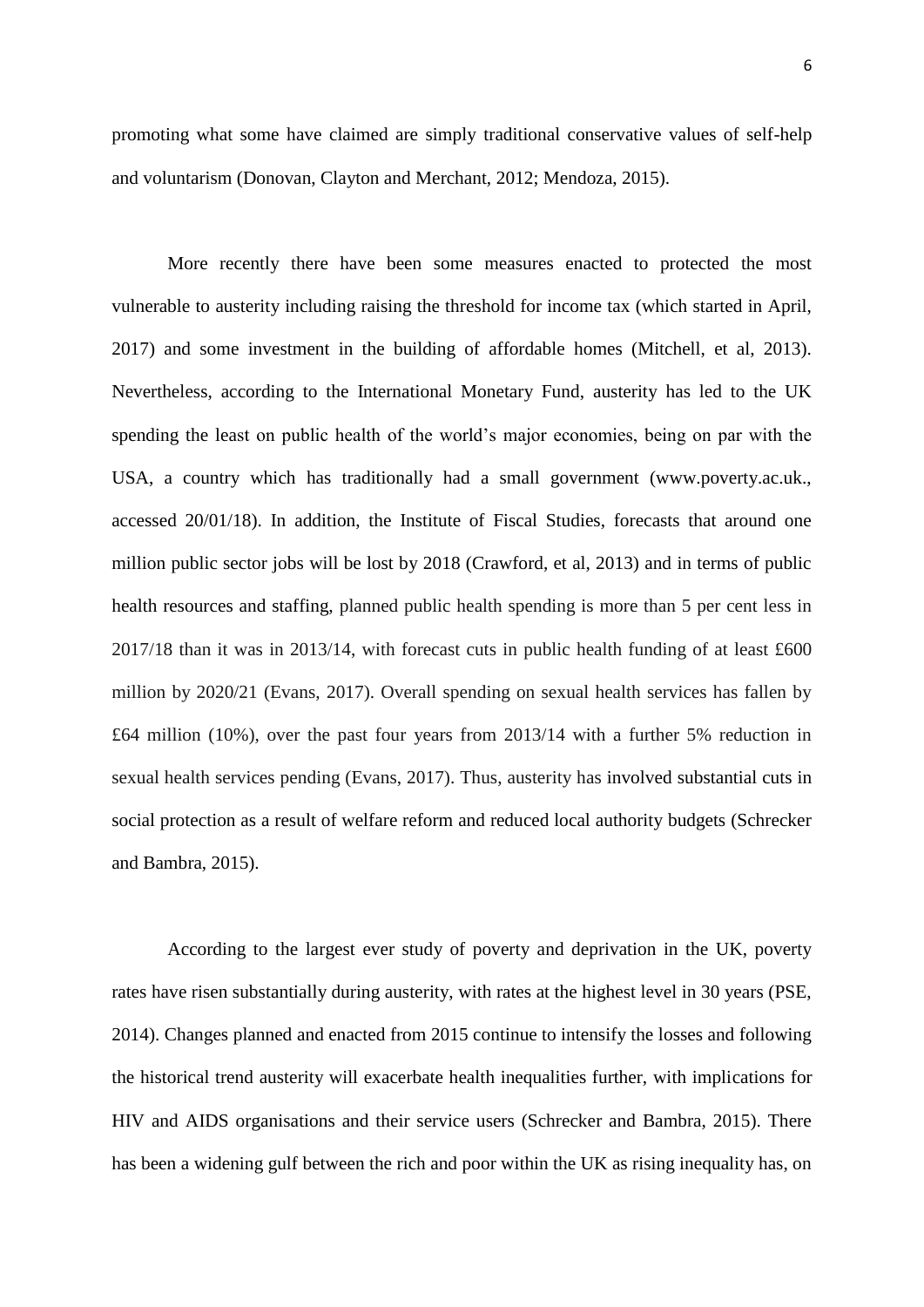promoting what some have claimed are simply traditional conservative values of self-help and voluntarism (Donovan, Clayton and Merchant, 2012; Mendoza, 2015).

More recently there have been some measures enacted to protected the most vulnerable to austerity including raising the threshold for income tax (which started in April, 2017) and some investment in the building of affordable homes (Mitchell, et al, 2013). Nevertheless, according to the International Monetary Fund, austerity has led to the UK spending the least on public health of the world's major economies, being on par with the USA, a country which has traditionally had a small government (www.poverty.ac.uk., accessed 20/01/18). In addition, the Institute of Fiscal Studies, forecasts that around one million public sector jobs will be lost by 2018 (Crawford, et al, 2013) and in terms of public health resources and staffing, planned public health spending is more than 5 per cent less in 2017/18 than it was in 2013/14, with forecast cuts in public health funding of at least £600 million by 2020/21 (Evans, 2017). Overall spending on sexual health services has fallen by £64 million (10%), over the past four years from 2013/14 with a further 5% reduction in sexual health services pending (Evans, 2017). Thus, austerity has involved substantial cuts in social protection as a result of welfare reform and reduced local authority budgets (Schrecker and Bambra, 2015).

According to the largest ever study of poverty and deprivation in the UK, poverty rates have risen substantially during austerity, with rates at the highest level in 30 years (PSE, 2014). Changes planned and enacted from 2015 continue to intensify the losses and following the historical trend austerity will exacerbate health inequalities further, with implications for HIV and AIDS organisations and their service users (Schrecker and Bambra, 2015). There has been a widening gulf between the rich and poor within the UK as rising inequality has, on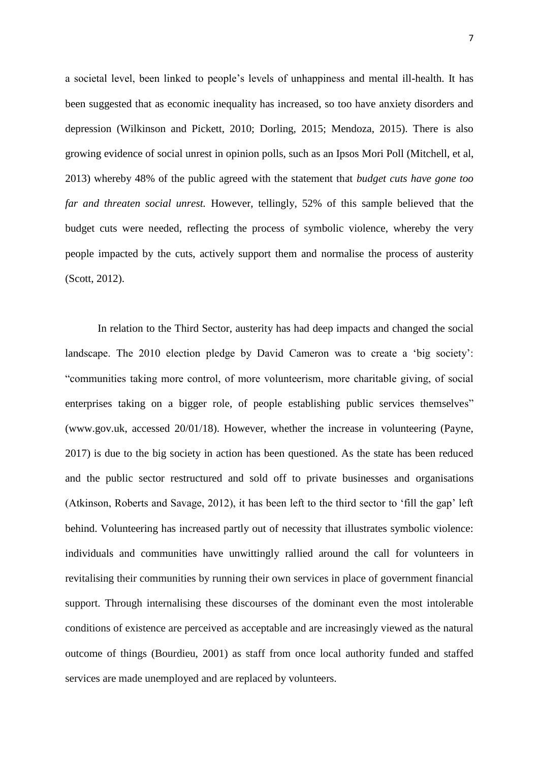a societal level, been linked to people's levels of unhappiness and mental ill-health. It has been suggested that as economic inequality has increased, so too have anxiety disorders and depression (Wilkinson and Pickett, 2010; Dorling, 2015; Mendoza, 2015). There is also growing evidence of social unrest in opinion polls, such as an Ipsos Mori Poll (Mitchell, et al, 2013) whereby 48% of the public agreed with the statement that *budget cuts have gone too far and threaten social unrest.* However, tellingly, 52% of this sample believed that the budget cuts were needed, reflecting the process of symbolic violence, whereby the very people impacted by the cuts, actively support them and normalise the process of austerity (Scott, 2012).

In relation to the Third Sector, austerity has had deep impacts and changed the social landscape. The 2010 election pledge by David Cameron was to create a 'big society': "communities taking more control, of more volunteerism, more charitable giving, of social enterprises taking on a bigger role, of people establishing public services themselves" (www.gov.uk, accessed 20/01/18). However, whether the increase in volunteering (Payne, 2017) is due to the big society in action has been questioned. As the state has been reduced and the public sector restructured and sold off to private businesses and organisations (Atkinson, Roberts and Savage, 2012), it has been left to the third sector to 'fill the gap' left behind. Volunteering has increased partly out of necessity that illustrates symbolic violence: individuals and communities have unwittingly rallied around the call for volunteers in revitalising their communities by running their own services in place of government financial support. Through internalising these discourses of the dominant even the most intolerable conditions of existence are perceived as acceptable and are increasingly viewed as the natural outcome of things (Bourdieu, 2001) as staff from once local authority funded and staffed services are made unemployed and are replaced by volunteers.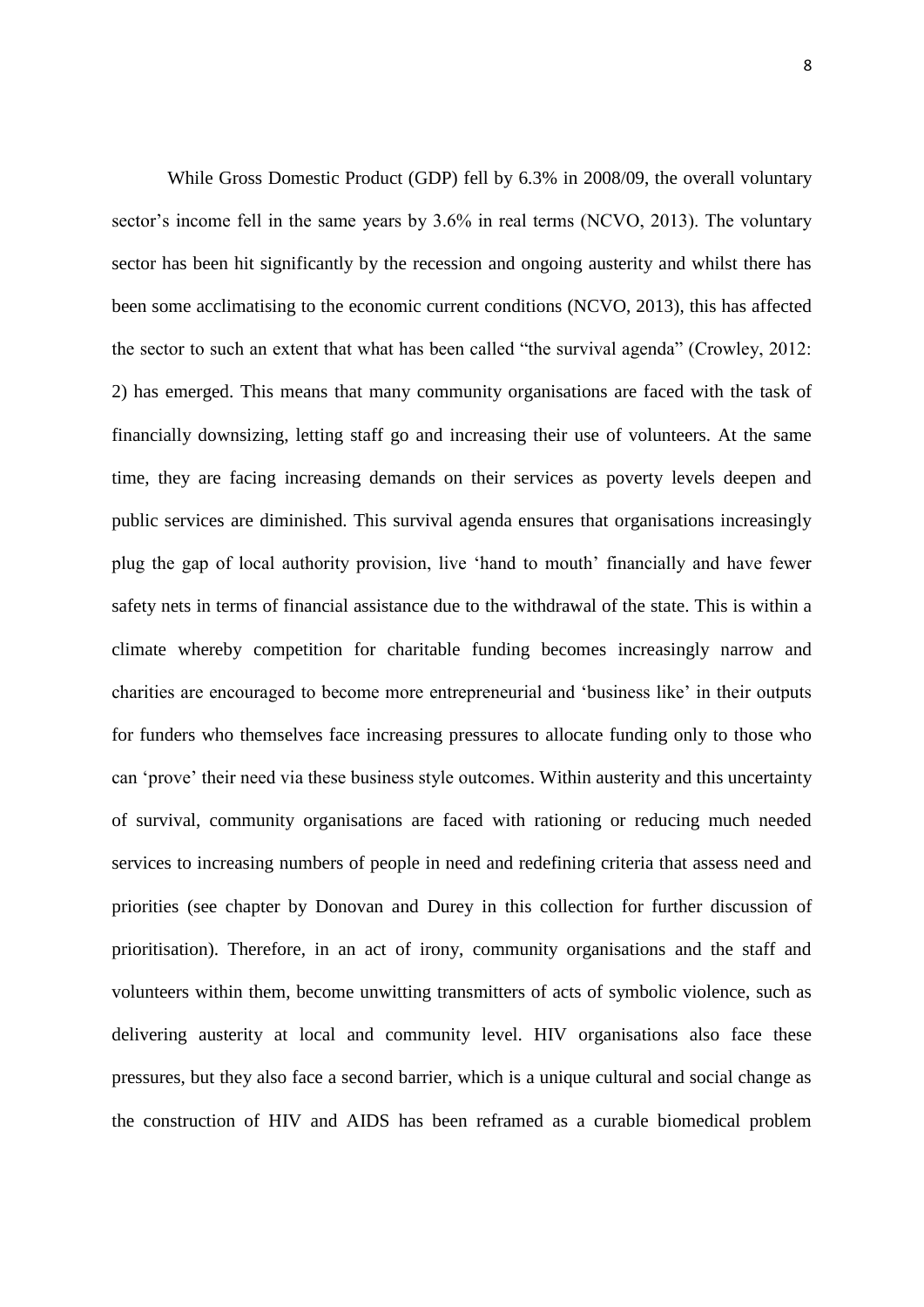While Gross Domestic Product (GDP) fell by 6.3% in 2008/09, the overall voluntary sector's income fell in the same years by 3.6% in real terms (NCVO, 2013). The voluntary sector has been hit significantly by the recession and ongoing austerity and whilst there has been some acclimatising to the economic current conditions (NCVO, 2013), this has affected the sector to such an extent that what has been called "the survival agenda" (Crowley, 2012: 2) has emerged. This means that many community organisations are faced with the task of financially downsizing, letting staff go and increasing their use of volunteers. At the same time, they are facing increasing demands on their services as poverty levels deepen and public services are diminished. This survival agenda ensures that organisations increasingly plug the gap of local authority provision, live 'hand to mouth' financially and have fewer safety nets in terms of financial assistance due to the withdrawal of the state. This is within a climate whereby competition for charitable funding becomes increasingly narrow and charities are encouraged to become more entrepreneurial and 'business like' in their outputs for funders who themselves face increasing pressures to allocate funding only to those who can 'prove' their need via these business style outcomes. Within austerity and this uncertainty of survival, community organisations are faced with rationing or reducing much needed services to increasing numbers of people in need and redefining criteria that assess need and priorities (see chapter by Donovan and Durey in this collection for further discussion of prioritisation). Therefore, in an act of irony, community organisations and the staff and volunteers within them, become unwitting transmitters of acts of symbolic violence, such as delivering austerity at local and community level. HIV organisations also face these pressures, but they also face a second barrier, which is a unique cultural and social change as the construction of HIV and AIDS has been reframed as a curable biomedical problem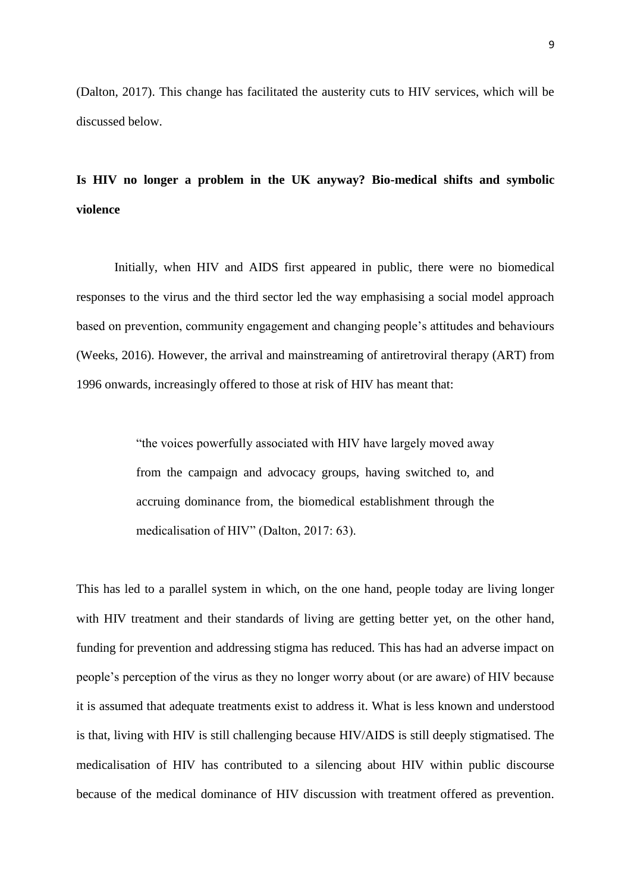(Dalton, 2017). This change has facilitated the austerity cuts to HIV services, which will be discussed below.

**Is HIV no longer a problem in the UK anyway? Bio-medical shifts and symbolic violence**

Initially, when HIV and AIDS first appeared in public, there were no biomedical responses to the virus and the third sector led the way emphasising a social model approach based on prevention, community engagement and changing people's attitudes and behaviours (Weeks, 2016). However, the arrival and mainstreaming of antiretroviral therapy (ART) from 1996 onwards, increasingly offered to those at risk of HIV has meant that:

> "the voices powerfully associated with HIV have largely moved away from the campaign and advocacy groups, having switched to, and accruing dominance from, the biomedical establishment through the medicalisation of HIV" (Dalton, 2017: 63).

This has led to a parallel system in which, on the one hand, people today are living longer with HIV treatment and their standards of living are getting better yet, on the other hand, funding for prevention and addressing stigma has reduced. This has had an adverse impact on people's perception of the virus as they no longer worry about (or are aware) of HIV because it is assumed that adequate treatments exist to address it. What is less known and understood is that, living with HIV is still challenging because HIV/AIDS is still deeply stigmatised. The medicalisation of HIV has contributed to a silencing about HIV within public discourse because of the medical dominance of HIV discussion with treatment offered as prevention.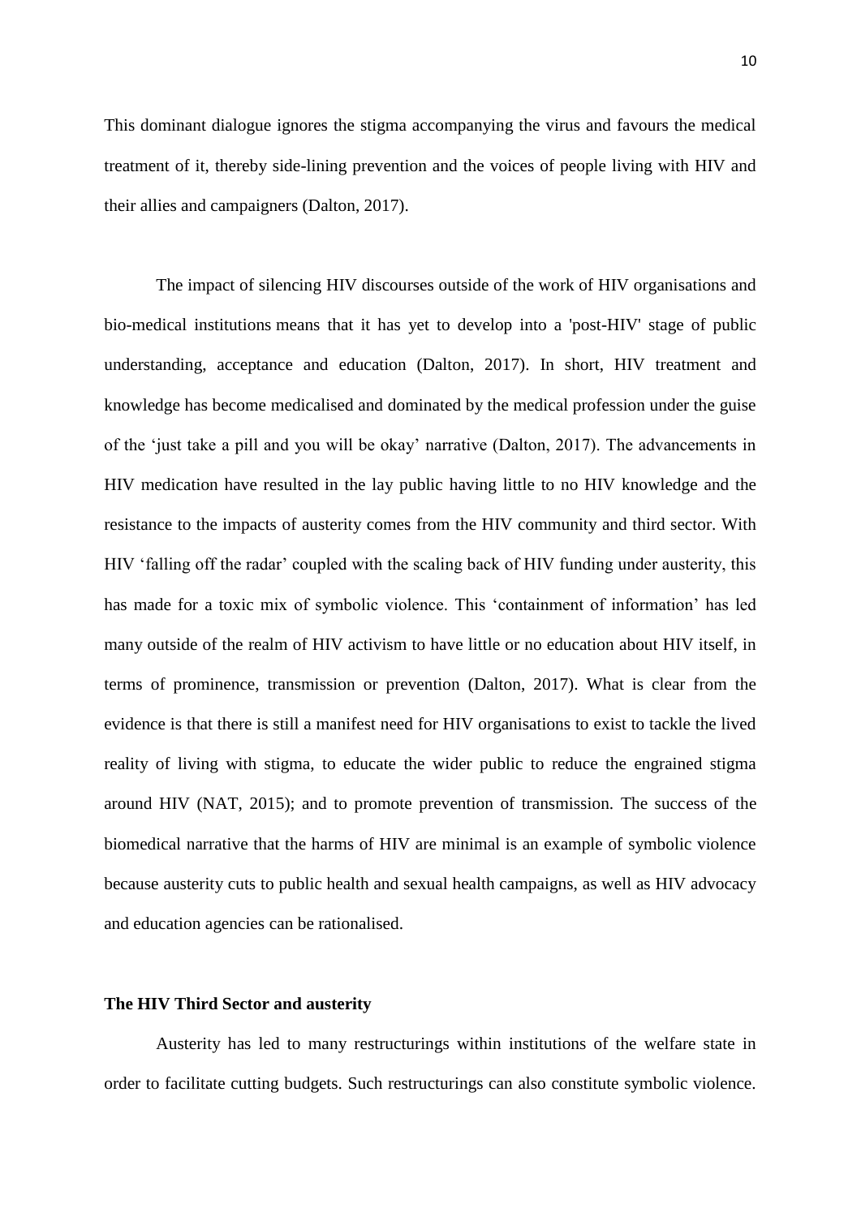This dominant dialogue ignores the stigma accompanying the virus and favours the medical treatment of it, thereby side-lining prevention and the voices of people living with HIV and their allies and campaigners (Dalton, 2017).

The impact of silencing HIV discourses outside of the work of HIV organisations and bio-medical institutions means that it has yet to develop into a 'post-HIV' stage of public understanding, acceptance and education (Dalton, 2017). In short, HIV treatment and knowledge has become medicalised and dominated by the medical profession under the guise of the 'just take a pill and you will be okay' narrative (Dalton, 2017). The advancements in HIV medication have resulted in the lay public having little to no HIV knowledge and the resistance to the impacts of austerity comes from the HIV community and third sector. With HIV 'falling off the radar' coupled with the scaling back of HIV funding under austerity, this has made for a toxic mix of symbolic violence. This 'containment of information' has led many outside of the realm of HIV activism to have little or no education about HIV itself, in terms of prominence, transmission or prevention (Dalton, 2017). What is clear from the evidence is that there is still a manifest need for HIV organisations to exist to tackle the lived reality of living with stigma, to educate the wider public to reduce the engrained stigma around HIV (NAT, 2015); and to promote prevention of transmission. The success of the biomedical narrative that the harms of HIV are minimal is an example of symbolic violence because austerity cuts to public health and sexual health campaigns, as well as HIV advocacy and education agencies can be rationalised.

### The HIV Third Sector and austerity

Austerity has led to many restructurings within institutions of the welfare state in order to facilitate cutting budgets. Such restructurings can also constitute symbolic violence.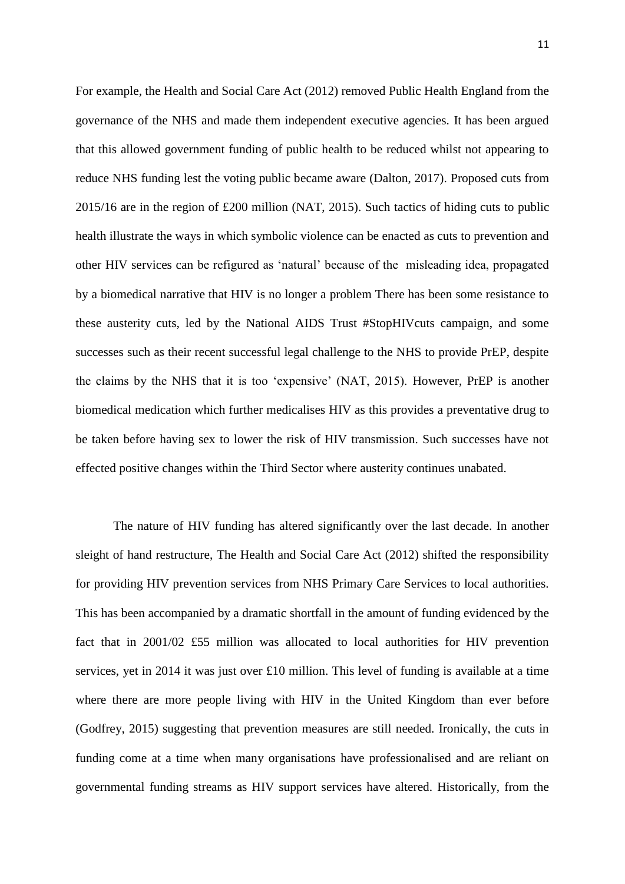For example, the Health and Social Care Act (2012) removed Public Health England from the governance of the NHS and made them independent executive agencies. It has been argued that this allowed government funding of public health to be reduced whilst not appearing to reduce NHS funding lest the voting public became aware (Dalton, 2017). Proposed cuts from 2015/16 are in the region of £200 million (NAT, 2015). Such tactics of hiding cuts to public health illustrate the ways in which symbolic violence can be enacted as cuts to prevention and other HIV services can be refigured as 'natural' because of the misleading idea, propagated by a biomedical narrative that HIV is no longer a problem There has been some resistance to these austerity cuts, led by the National AIDS Trust #StopHIVcuts campaign, and some successes such as their recent successful legal challenge to the NHS to provide PrEP, despite the claims by the NHS that it is too 'expensive' (NAT, 2015). However, PrEP is another biomedical medication which further medicalises HIV as this provides a preventative drug to be taken before having sex to lower the risk of HIV transmission. Such successes have not effected positive changes within the Third Sector where austerity continues unabated.

The nature of HIV funding has altered significantly over the last decade. In another sleight of hand restructure, The Health and Social Care Act (2012) shifted the responsibility for providing HIV prevention services from NHS Primary Care Services to local authorities. This has been accompanied by a dramatic shortfall in the amount of funding evidenced by the fact that in 2001/02 £55 million was allocated to local authorities for HIV prevention services, yet in 2014 it was just over £10 million. This level of funding is available at a time where there are more people living with HIV in the United Kingdom than ever before (Godfrey, 2015) suggesting that prevention measures are still needed. Ironically, the cuts in funding come at a time when many organisations have professionalised and are reliant on governmental funding streams as HIV support services have altered. Historically, from the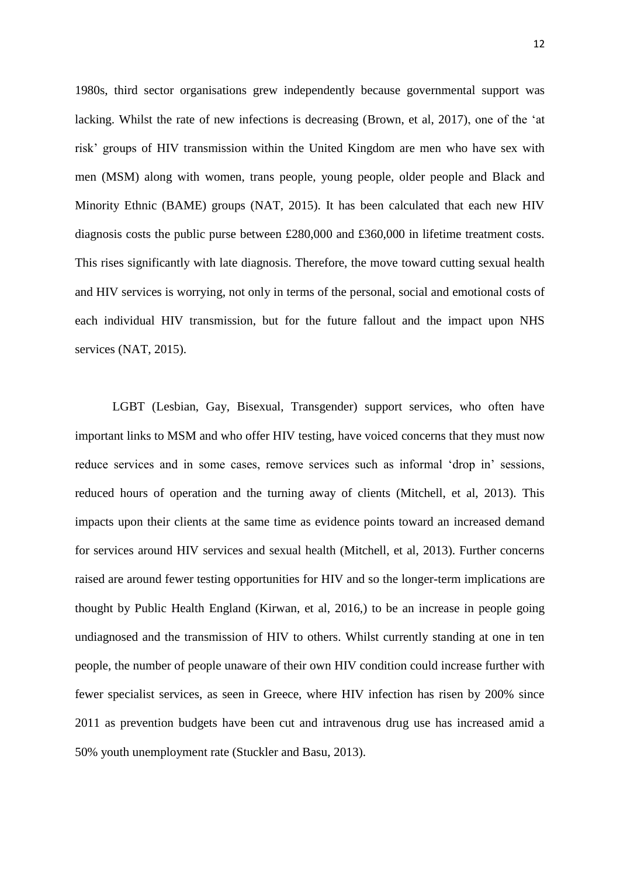1980s, third sector organisations grew independently because governmental support was lacking. Whilst the rate of new infections is decreasing (Brown, et al, 2017), one of the 'at risk' groups of HIV transmission within the United Kingdom are men who have sex with men (MSM) along with women, trans people, young people, older people and Black and Minority Ethnic (BAME) groups (NAT, 2015). It has been calculated that each new HIV diagnosis costs the public purse between £280,000 and £360,000 in lifetime treatment costs. This rises significantly with late diagnosis. Therefore, the move toward cutting sexual health and HIV services is worrying, not only in terms of the personal, social and emotional costs of each individual HIV transmission, but for the future fallout and the impact upon NHS services (NAT, 2015).

LGBT (Lesbian, Gay, Bisexual, Transgender) support services, who often have important links to MSM and who offer HIV testing, have voiced concerns that they must now reduce services and in some cases, remove services such as informal 'drop in' sessions, reduced hours of operation and the turning away of clients (Mitchell, et al, 2013). This impacts upon their clients at the same time as evidence points toward an increased demand for services around HIV services and sexual health (Mitchell, et al, 2013). Further concerns raised are around fewer testing opportunities for HIV and so the longer-term implications are thought by Public Health England (Kirwan, et al, 2016,) to be an increase in people going undiagnosed and the transmission of HIV to others. Whilst currently standing at one in ten people, the number of people unaware of their own HIV condition could increase further with fewer specialist services, as seen in Greece, where HIV infection has risen by 200% since 2011 as prevention budgets have been cut and intravenous drug use has increased amid a 50% youth unemployment rate (Stuckler and Basu, 2013).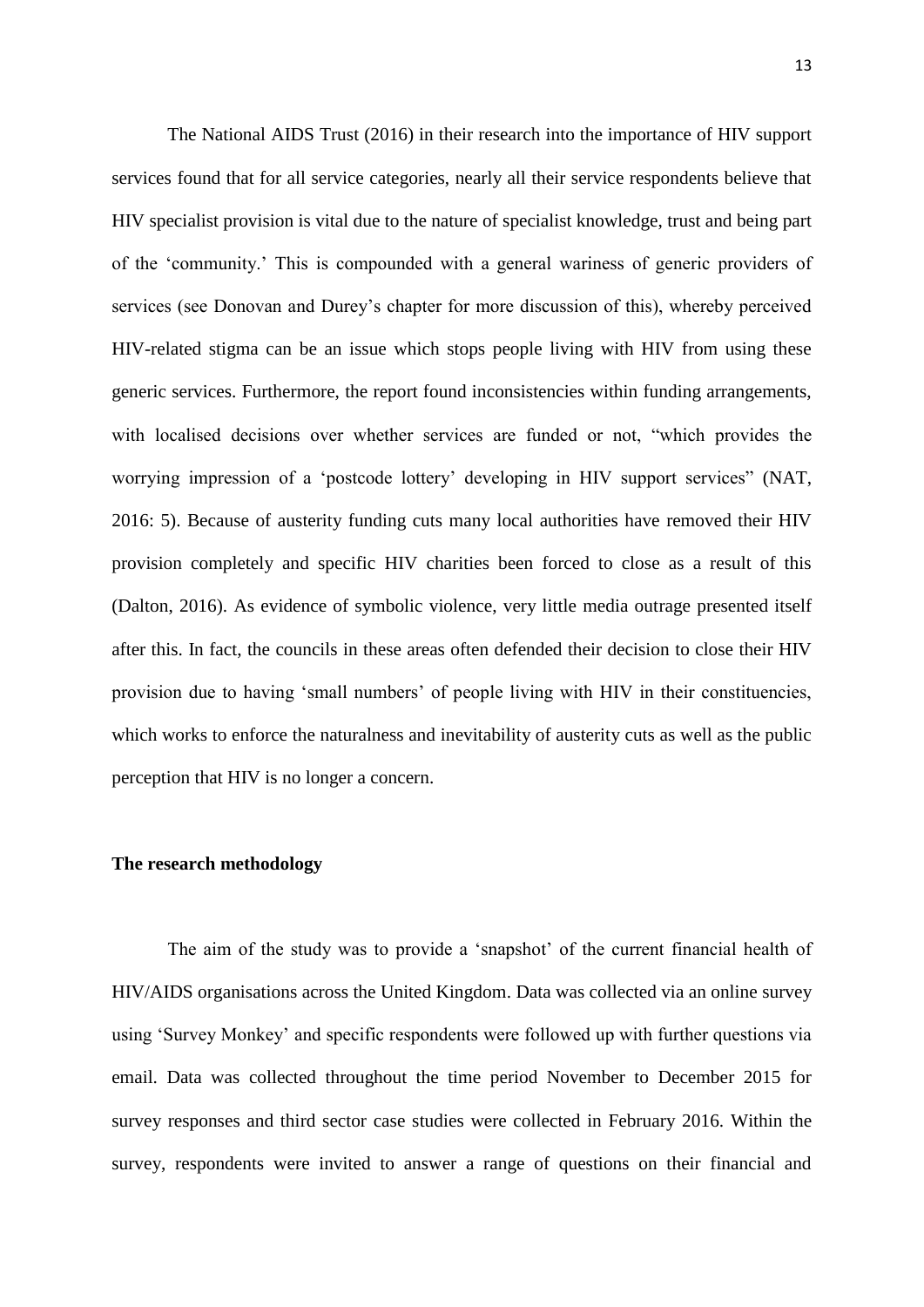The National AIDS Trust (2016) in their research into the importance of HIV support services found that for all service categories, nearly all their service respondents believe that HIV specialist provision is vital due to the nature of specialist knowledge, trust and being part of the 'community.' This is compounded with a general wariness of generic providers of services (see Donovan and Durey's chapter for more discussion of this), whereby perceived HIV-related stigma can be an issue which stops people living with HIV from using these generic services. Furthermore, the report found inconsistencies within funding arrangements, with localised decisions over whether services are funded or not, "which provides the worrying impression of a 'postcode lottery' developing in HIV support services" (NAT, 2016: 5). Because of austerity funding cuts many local authorities have removed their HIV provision completely and specific HIV charities been forced to close as a result of this (Dalton, 2016). As evidence of symbolic violence, very little media outrage presented itself after this. In fact, the councils in these areas often defended their decision to close their HIV provision due to having 'small numbers' of people living with HIV in their constituencies, which works to enforce the naturalness and inevitability of austerity cuts as well as the public perception that HIV is no longer a concern.

**The research methodology**

The aim of the study was to provide a 'snapshot' of the current financial health of HIV/AIDS organisations across the United Kingdom. Data was collected via an online survey using 'Survey Monkey' and specific respondents were followed up with further questions via email. Data was collected throughout the time period November to December 2015 for survey responses and third sector case studies were collected in February 2016. Within the survey, respondents were invited to answer a range of questions on their financial and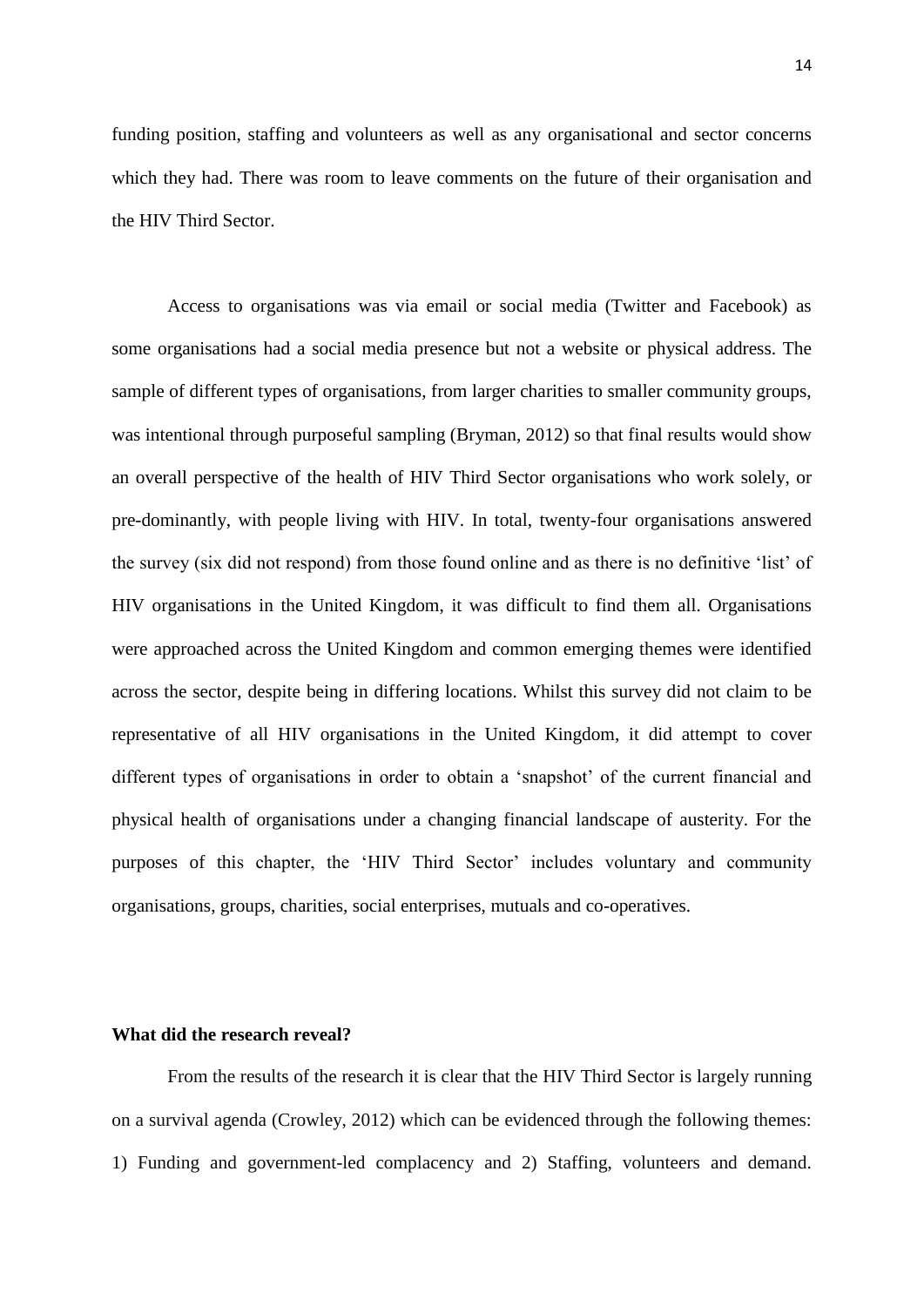funding position, staffing and volunteers as well as any organisational and sector concerns which they had. There was room to leave comments on the future of their organisation and the HIV Third Sector.

Access to organisations was via email or social media (Twitter and Facebook) as some organisations had a social media presence but not a website or physical address. The sample of different types of organisations, from larger charities to smaller community groups, was intentional through purposeful sampling (Bryman, 2012) so that final results would show an overall perspective of the health of HIV Third Sector organisations who work solely, or pre-dominantly, with people living with HIV. In total, twenty-four organisations answered the survey (six did not respond) from those found online and as there is no definitive 'list' of HIV organisations in the United Kingdom, it was difficult to find them all. Organisations were approached across the United Kingdom and common emerging themes were identified across the sector, despite being in differing locations. Whilst this survey did not claim to be representative of all HIV organisations in the United Kingdom, it did attempt to cover different types of organisations in order to obtain a 'snapshot' of the current financial and physical health of organisations under a changing financial landscape of austerity. For the purposes of this chapter, the 'HIV Third Sector' includes voluntary and community organisations, groups, charities, social enterprises, mutuals and co-operatives.

### What did the research reveal?

From the results of the research it is clear that the HIV Third Sector is largely running on a survival agenda (Crowley, 2012) which can be evidenced through the following themes: 1) Funding and government-led complacency and 2) Staffing, volunteers and demand.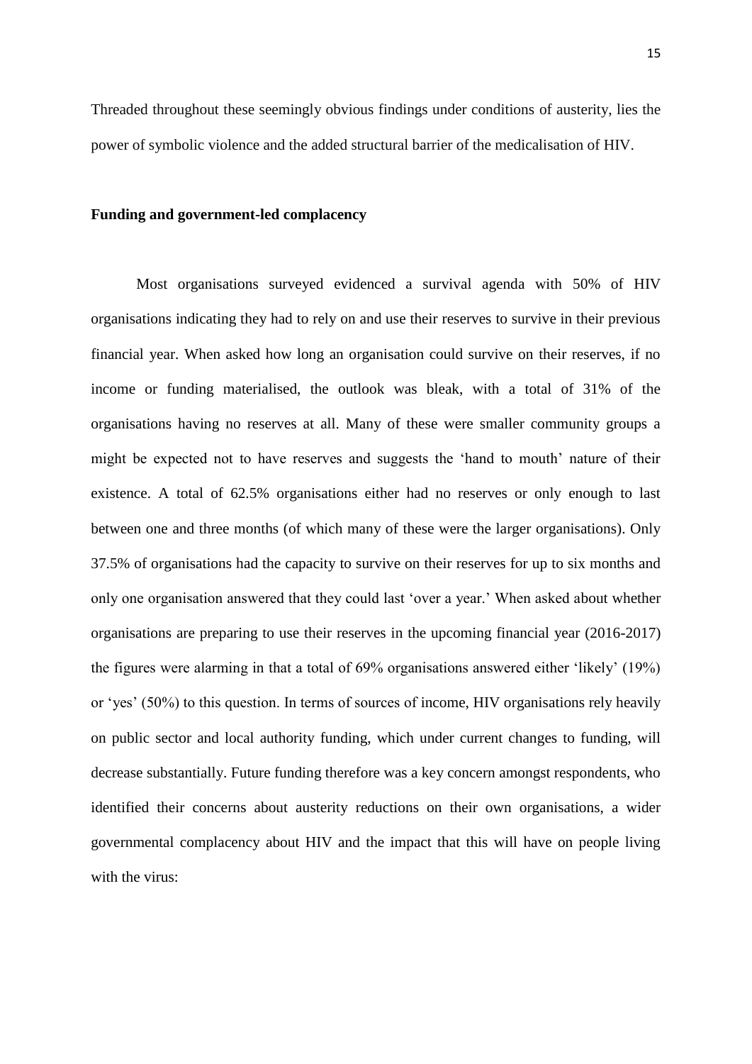Threaded throughout these seemingly obvious findings under conditions of austerity, lies the power of symbolic violence and the added structural barrier of the medicalisation of HIV.

**Funding and government-led complacency**

Most organisations surveyed evidenced a survival agenda with 50% of HIV organisations indicating they had to rely on and use their reserves to survive in their previous financial year. When asked how long an organisation could survive on their reserves, if no income or funding materialised, the outlook was bleak, with a total of 31% of the organisations having no reserves at all. Many of these were smaller community groups a might be expected not to have reserves and suggests the 'hand to mouth' nature of their existence. A total of 62.5% organisations either had no reserves or only enough to last between one and three months (of which many of these were the larger organisations). Only 37.5% of organisations had the capacity to survive on their reserves for up to six months and only one organisation answered that they could last 'over a year.' When asked about whether organisations are preparing to use their reserves in the upcoming financial year (2016-2017) the figures were alarming in that a total of 69% organisations answered either 'likely' (19%) or 'yes' (50%) to this question. In terms of sources of income, HIV organisations rely heavily on public sector and local authority funding, which under current changes to funding, will decrease substantially. Future funding therefore was a key concern amongst respondents, who identified their concerns about austerity reductions on their own organisations, a wider governmental complacency about HIV and the impact that this will have on people living with the virus: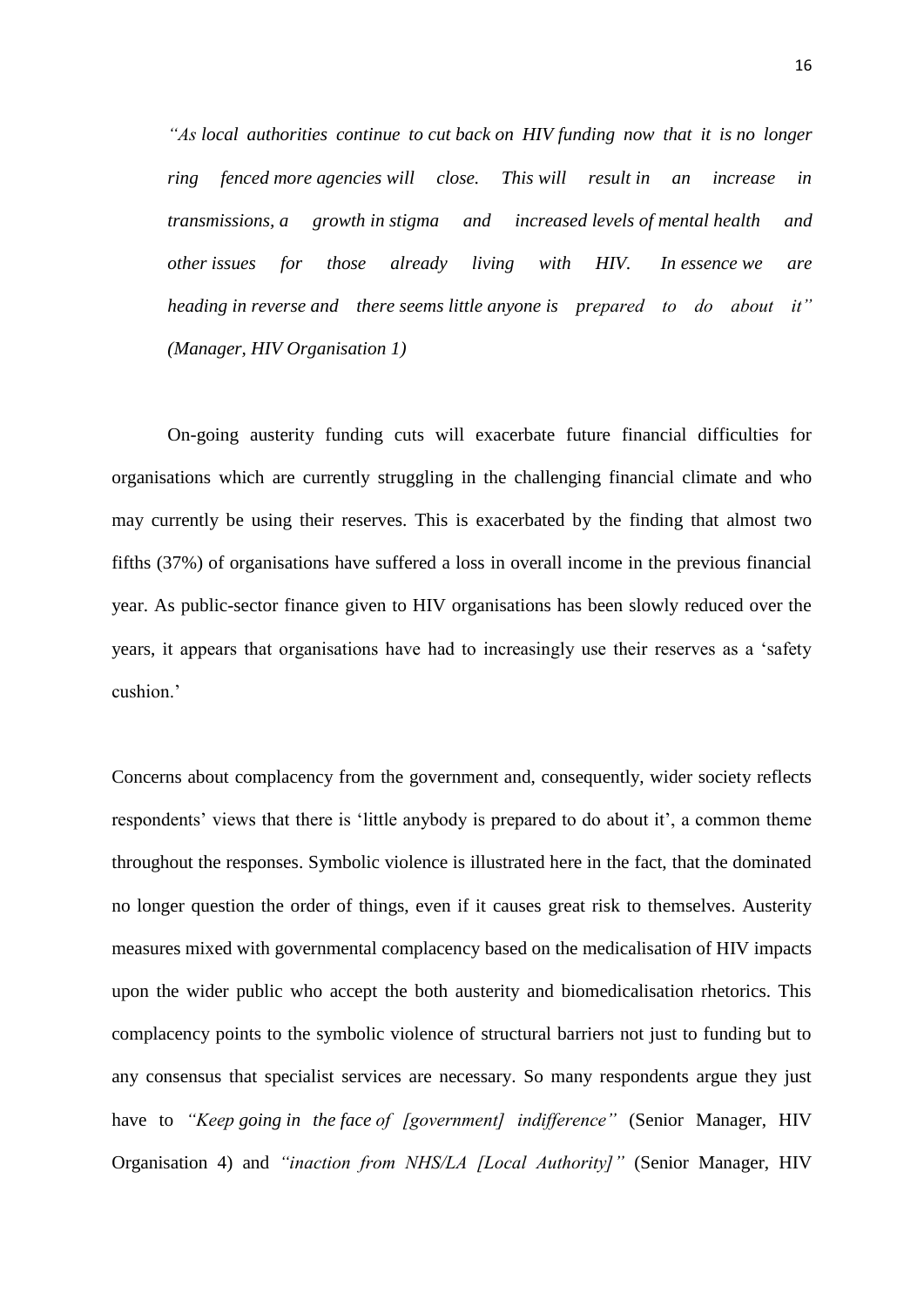> *"As local authorities continue to cut back on HIV funding now that it is no longer ring fenced more agencies will close. This will result in an increase in transmissions, a growth in stigma and increased levels of mental health and other issues for those already living with HIV. In essence we are heading in reverse and there seems little anyone is prepared to do about it" (Manager, HIV Organisation 1)*

On-going austerity funding cuts will exacerbate future financial difficulties for organisations which are currently struggling in the challenging financial climate and who may currently be using their reserves. This is exacerbated by the finding that almost two fifths (37%) of organisations have suffered a loss in overall income in the previous financial year. As public-sector finance given to HIV organisations has been slowly reduced over the years, it appears that organisations have had to increasingly use their reserves as a 'safety cushion.'

Concerns about complacency from the government and, consequently, wider society reflects respondents' views that there is 'little anybody is prepared to do about it', a common theme throughout the responses. Symbolic violence is illustrated here in the fact, that the dominated no longer question the order of things, even if it causes great risk to themselves. Austerity measures mixed with governmental complacency based on the medicalisation of HIV impacts upon the wider public who accept the both austerity and biomedicalisation rhetorics. This complacency points to the symbolic violence of structural barriers not just to funding but to any consensus that specialist services are necessary. So many respondents argue they just have to *"Keep going in the face of [government] indifference"* (Senior Manager, HIV Organisation 4) and *"inaction from NHS/LA [Local Authority]"* (Senior Manager, HIV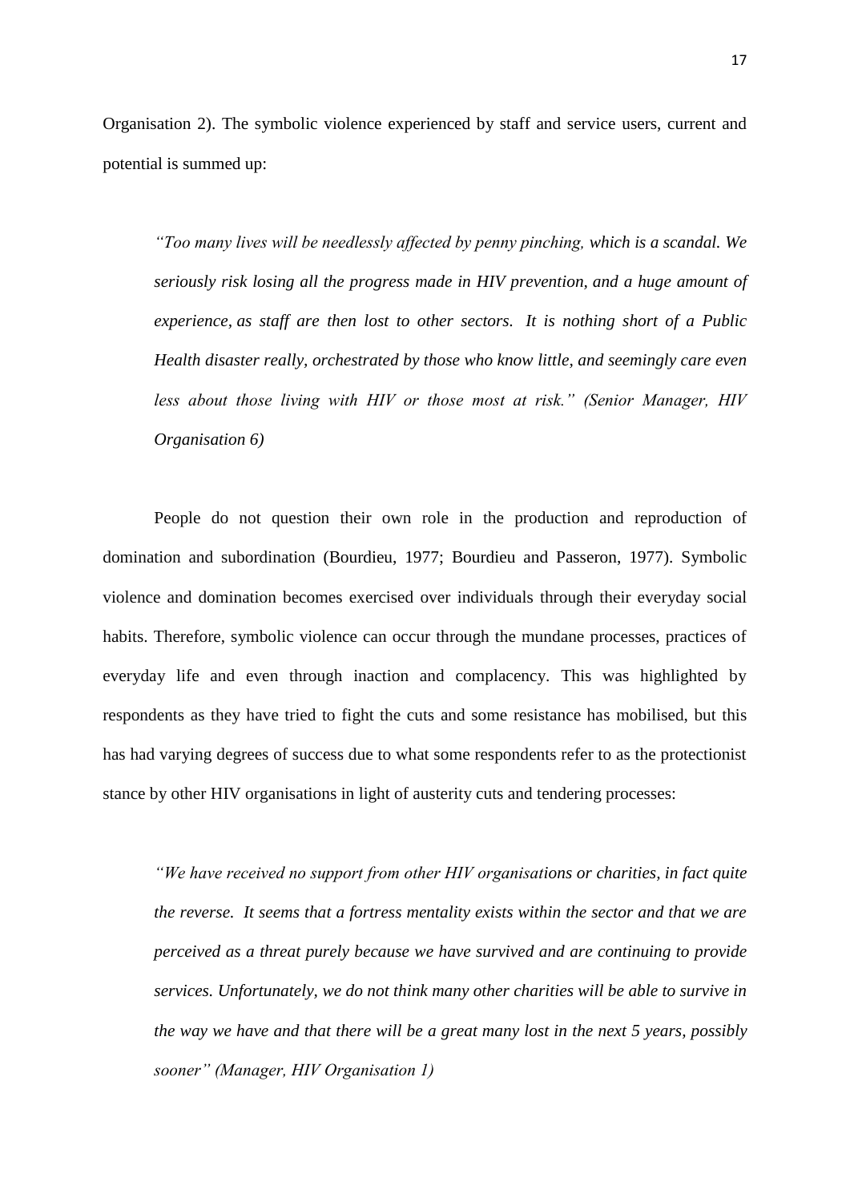Organisation 2). The symbolic violence experienced by staff and service users, current and potential is summed up:

> *"Too many lives will be needlessly affected by penny pinching, which is a scandal. We seriously risk losing all the progress made in HIV prevention, and a huge amount of experience, as staff are then lost to other sectors. It is nothing short of a Public Health disaster really, orchestrated by those who know little, and seemingly care even less about those living with HIV or those most at risk." (Senior Manager, HIV Organisation 6)*

People do not question their own role in the production and reproduction of domination and subordination (Bourdieu, 1977; Bourdieu and Passeron, 1977). Symbolic violence and domination becomes exercised over individuals through their everyday social habits. Therefore, symbolic violence can occur through the mundane processes, practices of everyday life and even through inaction and complacency. This was highlighted by respondents as they have tried to fight the cuts and some resistance has mobilised, but this has had varying degrees of success due to what some respondents refer to as the protectionist stance by other HIV organisations in light of austerity cuts and tendering processes:

> *"We have received no support from other HIV organisations or charities, in fact quite the reverse. It seems that a fortress mentality exists within the sector and that we are perceived as a threat purely because we have survived and are continuing to provide services. Unfortunately, we do not think many other charities will be able to survive in the way we have and that there will be a great many lost in the next 5 years, possibly sooner" (Manager, HIV Organisation 1)*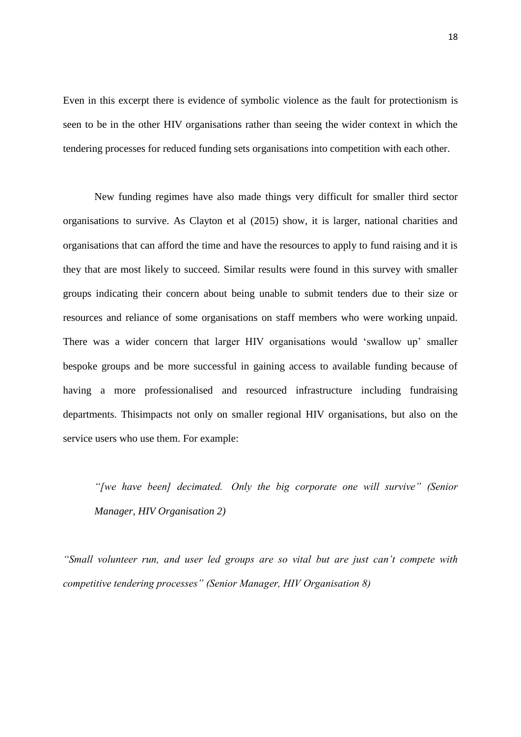Even in this excerpt there is evidence of symbolic violence as the fault for protectionism is seen to be in the other HIV organisations rather than seeing the wider context in which the tendering processes for reduced funding sets organisations into competition with each other.

New funding regimes have also made things very difficult for smaller third sector organisations to survive. As Clayton et al (2015) show, it is larger, national charities and organisations that can afford the time and have the resources to apply to fund raising and it is they that are most likely to succeed. Similar results were found in this survey with smaller groups indicating their concern about being unable to submit tenders due to their size or resources and reliance of some organisations on staff members who were working unpaid. There was a wider concern that larger HIV organisations would 'swallow up' smaller bespoke groups and be more successful in gaining access to available funding because of having a more professionalised and resourced infrastructure including fundraising departments. Thisimpacts not only on smaller regional HIV organisations, but also on the service users who use them. For example:

> *"[we have been] decimated. Only the big corporate one will survive" (Senior Manager, HIV Organisation 2)*

*"Small volunteer run, and user led groups are so vital but are just can't compete with competitive tendering processes" (Senior Manager, HIV Organisation 8)*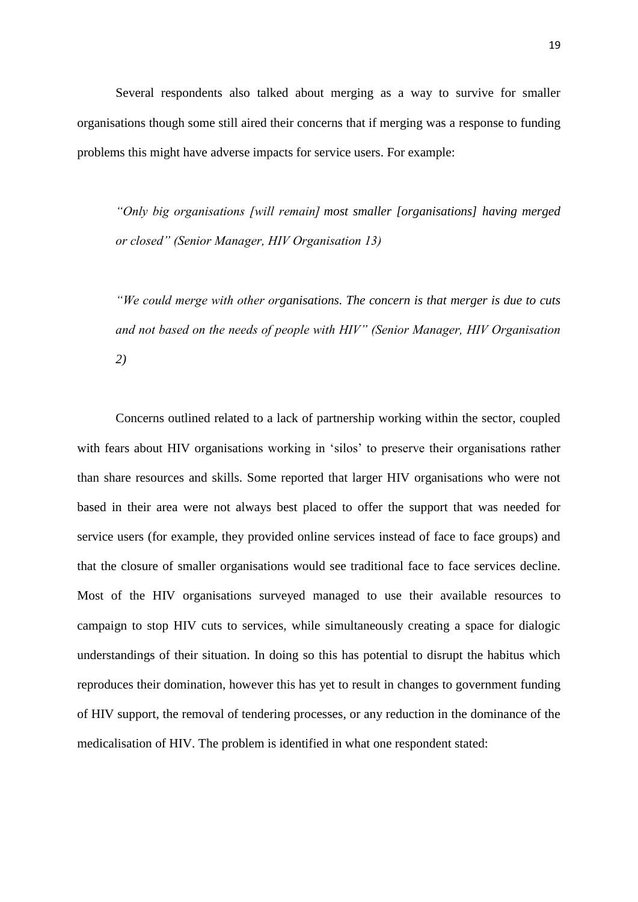Several respondents also talked about merging as a way to survive for smaller organisations though some still aired their concerns that if merging was a response to funding problems this might have adverse impacts for service users. For example:

> *"Only big organisations [will remain] most smaller [organisations] having merged or closed" (Senior Manager, HIV Organisation 13)*

> *"We could merge with other organisations. The concern is that merger is due to cuts and not based on the needs of people with HIV" (Senior Manager, HIV Organisation 2)*

Concerns outlined related to a lack of partnership working within the sector, coupled with fears about HIV organisations working in 'silos' to preserve their organisations rather than share resources and skills. Some reported that larger HIV organisations who were not based in their area were not always best placed to offer the support that was needed for service users (for example, they provided online services instead of face to face groups) and that the closure of smaller organisations would see traditional face to face services decline. Most of the HIV organisations surveyed managed to use their available resources to campaign to stop HIV cuts to services, while simultaneously creating a space for dialogic understandings of their situation. In doing so this has potential to disrupt the habitus which reproduces their domination, however this has yet to result in changes to government funding of HIV support, the removal of tendering processes, or any reduction in the dominance of the medicalisation of HIV. The problem is identified in what one respondent stated: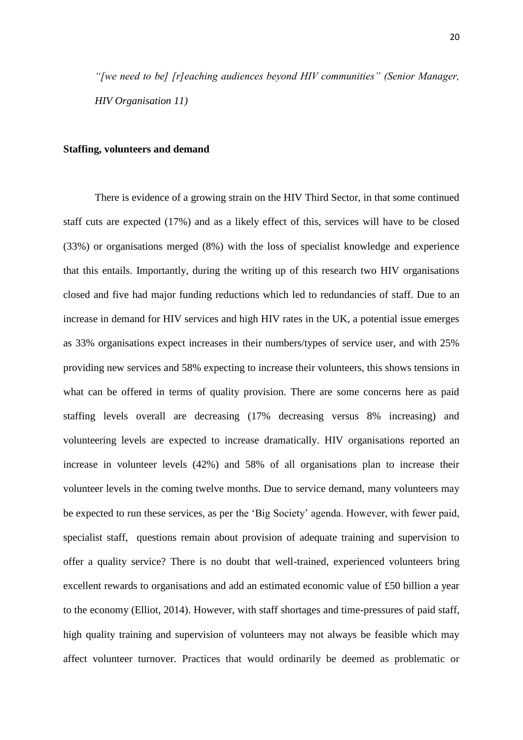*"[we need to be] [r]eaching audiences beyond HIV communities" (Senior Manager, HIV Organisation 11)*

**Staffing, volunteers and demand**

There is evidence of a growing strain on the HIV Third Sector, in that some continued staff cuts are expected (17%) and as a likely effect of this, services will have to be closed (33%) or organisations merged (8%) with the loss of specialist knowledge and experience that this entails. Importantly, during the writing up of this research two HIV organisations closed and five had major funding reductions which led to redundancies of staff. Due to an increase in demand for HIV services and high HIV rates in the UK, a potential issue emerges as 33% organisations expect increases in their numbers/types of service user, and with 25% providing new services and 58% expecting to increase their volunteers, this shows tensions in what can be offered in terms of quality provision. There are some concerns here as paid staffing levels overall are decreasing (17% decreasing versus 8% increasing) and volunteering levels are expected to increase dramatically. HIV organisations reported an increase in volunteer levels (42%) and 58% of all organisations plan to increase their volunteer levels in the coming twelve months. Due to service demand, many volunteers may be expected to run these services, as per the 'Big Society' agenda. However, with fewer paid, specialist staff, questions remain about provision of adequate training and supervision to offer a quality service? There is no doubt that well-trained, experienced volunteers bring excellent rewards to organisations and add an estimated economic value of £50 billion a year to the economy (Elliot, 2014). However, with staff shortages and time-pressures of paid staff, high quality training and supervision of volunteers may not always be feasible which may affect volunteer turnover. Practices that would ordinarily be deemed as problematic or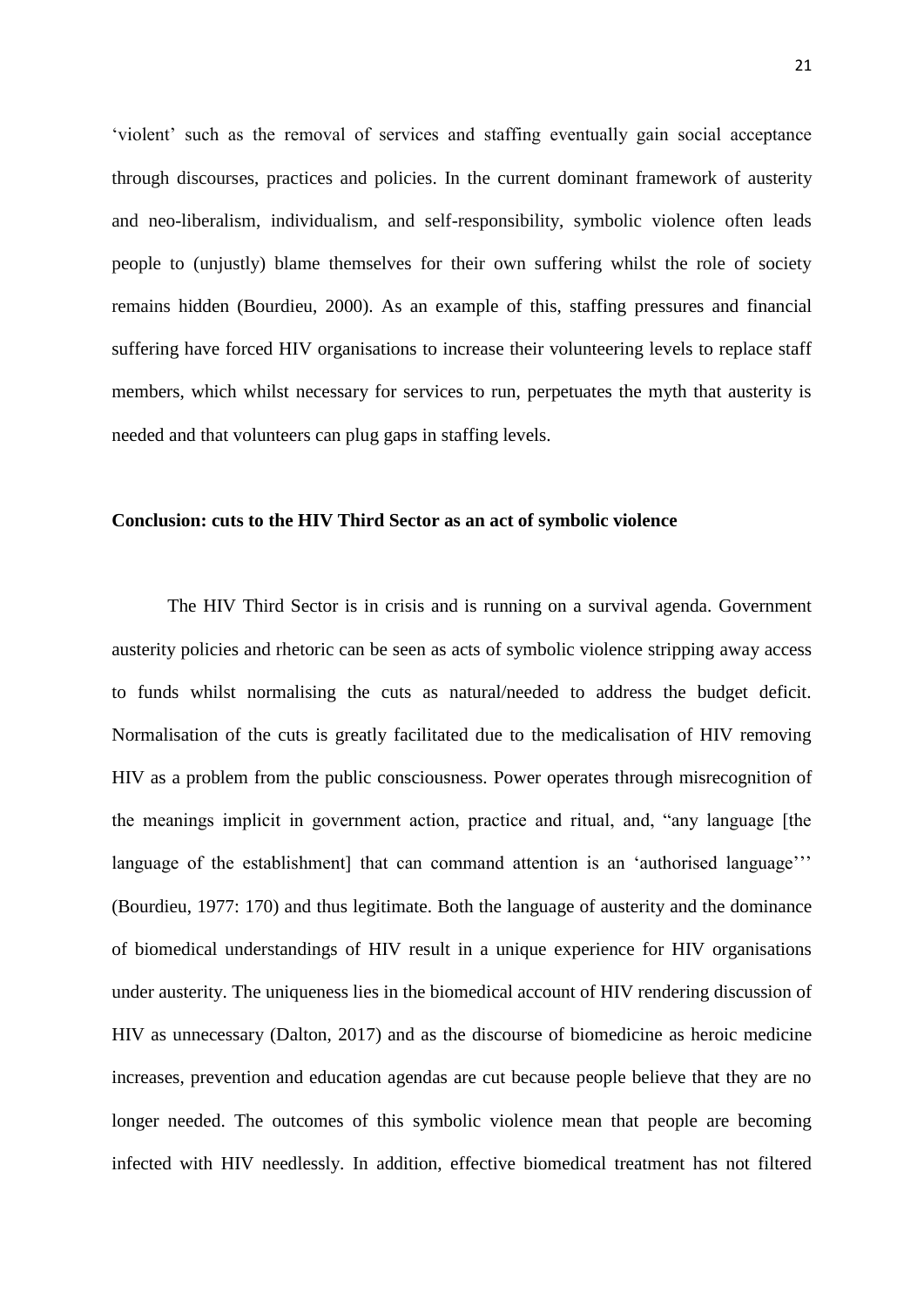'violent' such as the removal of services and staffing eventually gain social acceptance through discourses, practices and policies. In the current dominant framework of austerity and neo-liberalism, individualism, and self-responsibility, symbolic violence often leads people to (unjustly) blame themselves for their own suffering whilst the role of society remains hidden (Bourdieu, 2000). As an example of this, staffing pressures and financial suffering have forced HIV organisations to increase their volunteering levels to replace staff members, which whilst necessary for services to run, perpetuates the myth that austerity is needed and that volunteers can plug gaps in staffing levels.

**Conclusion: cuts to the HIV Third Sector as an act of symbolic violence**

The HIV Third Sector is in crisis and is running on a survival agenda. Government austerity policies and rhetoric can be seen as acts of symbolic violence stripping away access to funds whilst normalising the cuts as natural/needed to address the budget deficit. Normalisation of the cuts is greatly facilitated due to the medicalisation of HIV removing HIV as a problem from the public consciousness. Power operates through misrecognition of the meanings implicit in government action, practice and ritual, and, "any language [the language of the establishment] that can command attention is an 'authorised language''' (Bourdieu, 1977: 170) and thus legitimate. Both the language of austerity and the dominance of biomedical understandings of HIV result in a unique experience for HIV organisations under austerity. The uniqueness lies in the biomedical account of HIV rendering discussion of HIV as unnecessary (Dalton, 2017) and as the discourse of biomedicine as heroic medicine increases, prevention and education agendas are cut because people believe that they are no longer needed. The outcomes of this symbolic violence mean that people are becoming infected with HIV needlessly. In addition, effective biomedical treatment has not filtered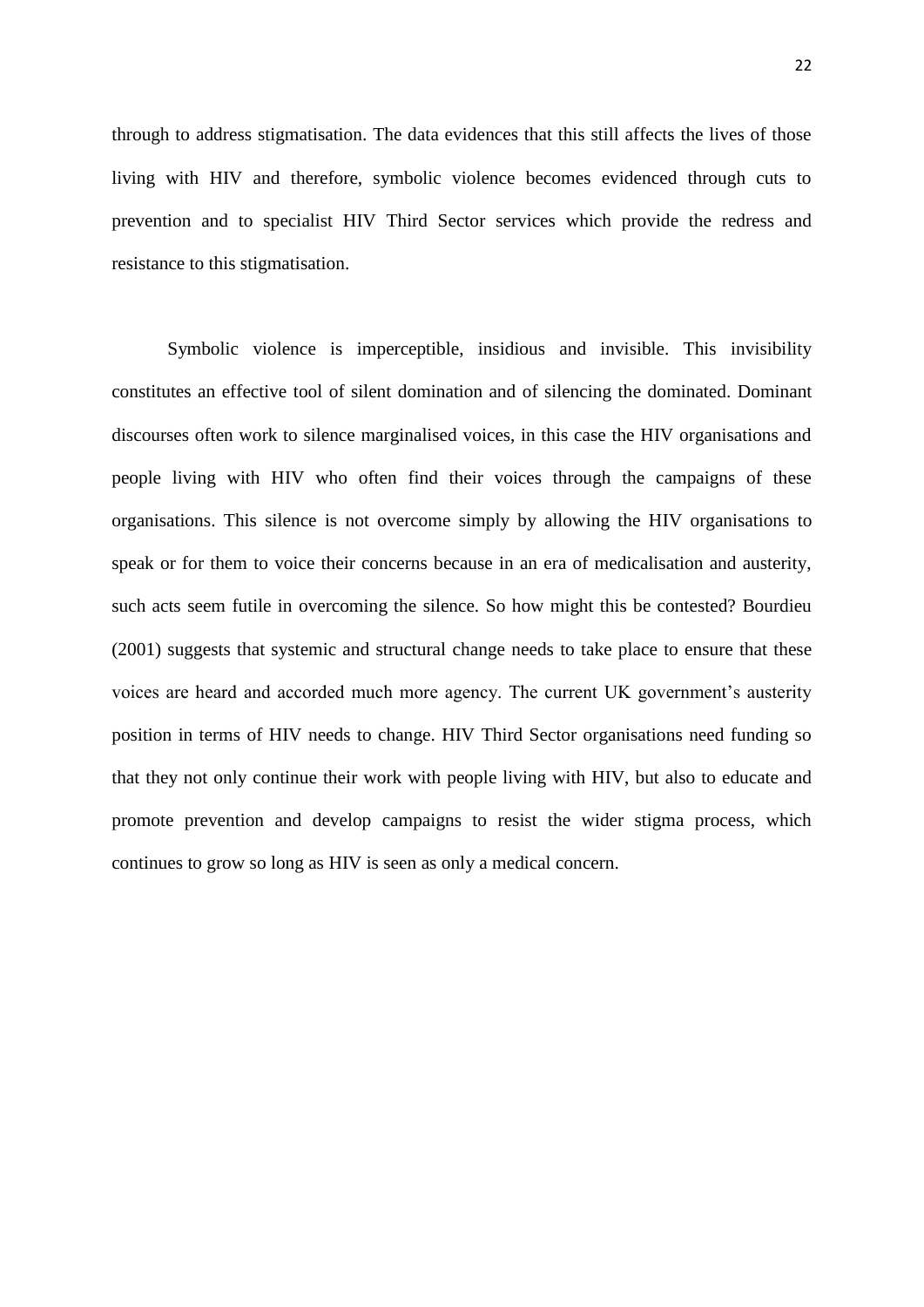through to address stigmatisation. The data evidences that this still affects the lives of those living with HIV and therefore, symbolic violence becomes evidenced through cuts to prevention and to specialist HIV Third Sector services which provide the redress and resistance to this stigmatisation.

Symbolic violence is imperceptible, insidious and invisible. This invisibility constitutes an effective tool of silent domination and of silencing the dominated. Dominant discourses often work to silence marginalised voices, in this case the HIV organisations and people living with HIV who often find their voices through the campaigns of these organisations. This silence is not overcome simply by allowing the HIV organisations to speak or for them to voice their concerns because in an era of medicalisation and austerity, such acts seem futile in overcoming the silence. So how might this be contested? Bourdieu (2001) suggests that systemic and structural change needs to take place to ensure that these voices are heard and accorded much more agency. The current UK government's austerity position in terms of HIV needs to change. HIV Third Sector organisations need funding so that they not only continue their work with people living with HIV, but also to educate and promote prevention and develop campaigns to resist the wider stigma process, which continues to grow so long as HIV is seen as only a medical concern.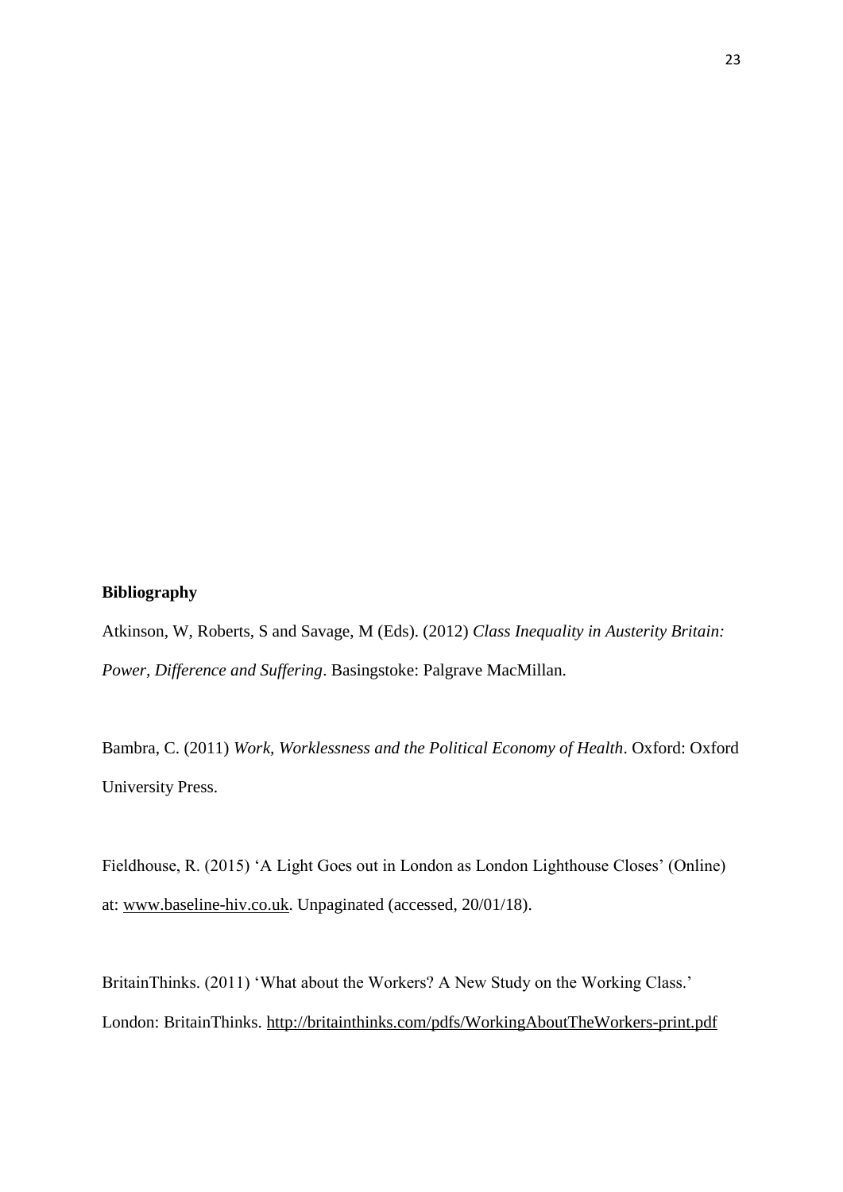**Bibliography**

Atkinson, W, Roberts, S and Savage, M (Eds). (2012) *Class Inequality in Austerity Britain: Power, Difference and Suffering*. Basingstoke: Palgrave MacMillan.

Bambra, C. (2011) *Work, Worklessness and the Political Economy of Health*. Oxford: Oxford University Press.

Fieldhouse, R. (2015) 'A Light Goes out in London as London Lighthouse Closes' (Online) at: www.baseline-hiv.co.uk. Unpaginated (accessed, 20/01/18).

BritainThinks. (2011) 'What about the Workers? A New Study on the Working Class.' London: BritainThinks. http://britainthinks.com/pdfs/WorkingAboutTheWorkers-print.pdf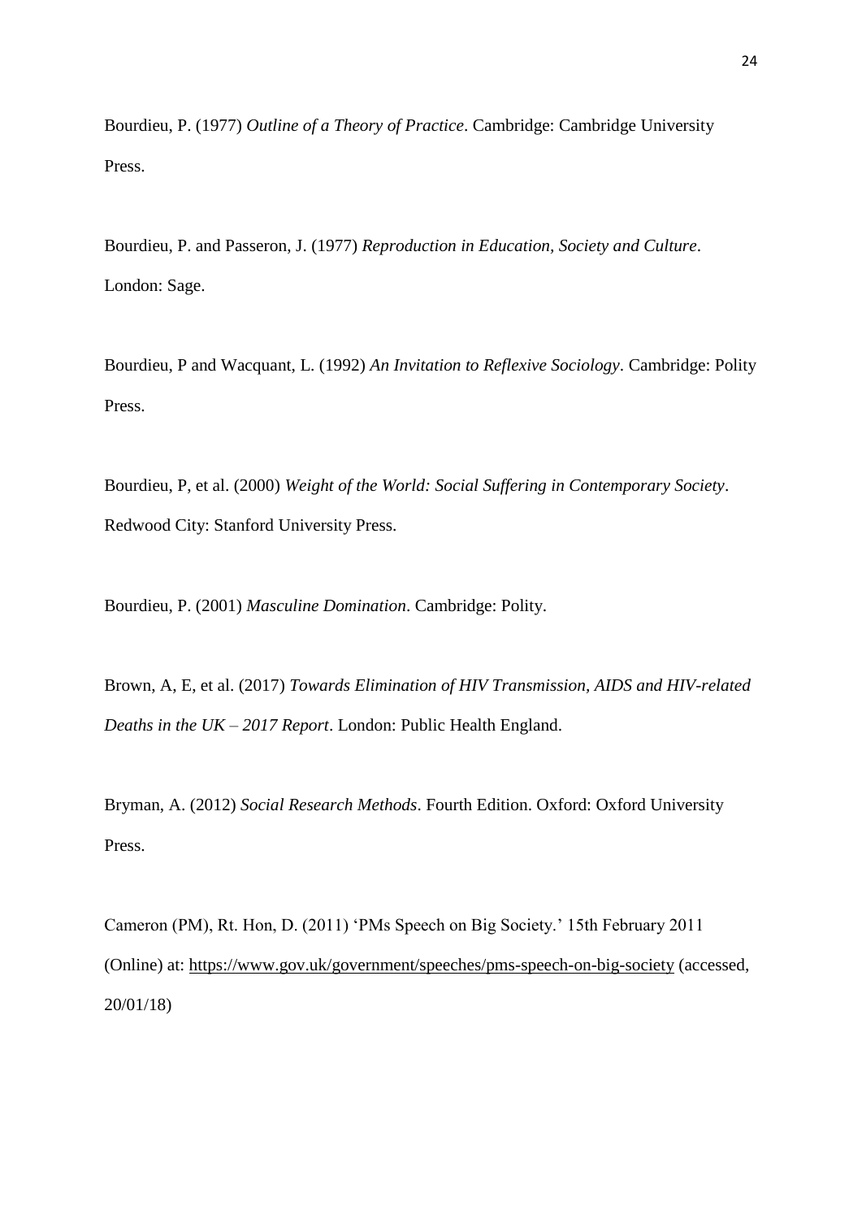Bourdieu, P. (1977) *Outline of a Theory of Practice*. Cambridge: Cambridge University Press.

Bourdieu, P. and Passeron, J. (1977) *Reproduction in Education, Society and Culture*. London: Sage.

Bourdieu, P and Wacquant, L. (1992) *An Invitation to Reflexive Sociology*. Cambridge: Polity Press.

Bourdieu, P, et al. (2000) *Weight of the World: Social Suffering in Contemporary Society*. Redwood City: Stanford University Press.

Bourdieu, P. (2001) *Masculine Domination*. Cambridge: Polity.

Brown, A, E, et al. (2017) *Towards Elimination of HIV Transmission, AIDS and HIV-related Deaths in the UK – 2017 Report*. London: Public Health England.

Bryman, A. (2012) *Social Research Methods*. Fourth Edition. Oxford: Oxford University Press.

Cameron (PM), Rt. Hon, D. (2011) 'PMs Speech on Big Society.' 15th February 2011 (Online) at: https://www.gov.uk/government/speeches/pms-speech-on-big-society (accessed, 20/01/18)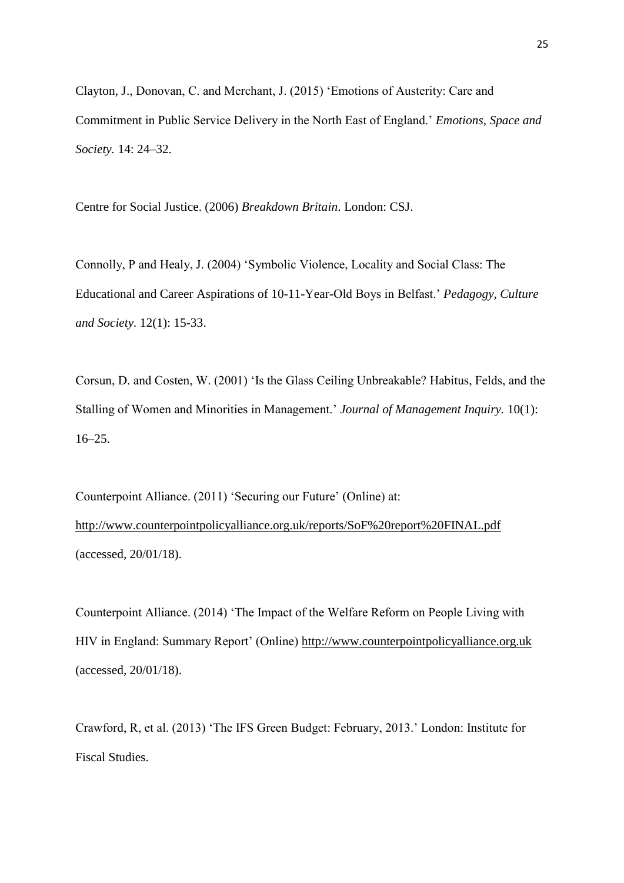Clayton, J., Donovan, C. and Merchant, J. (2015) 'Emotions of Austerity: Care and Commitment in Public Service Delivery in the North East of England.' *Emotions, Space and Society.* 14: 24–32.

Centre for Social Justice. (2006) *Breakdown Britain*. London: CSJ.

Connolly, P and Healy, J. (2004) 'Symbolic Violence, Locality and Social Class: The Educational and Career Aspirations of 10-11-Year-Old Boys in Belfast.' *Pedagogy, Culture and Society.* 12(1): 15-33.

Corsun, D. and Costen, W. (2001) 'Is the Glass Ceiling Unbreakable? Habitus, Felds, and the Stalling of Women and Minorities in Management.' *Journal of Management Inquiry.* 10(1): 16–25.

Counterpoint Alliance. (2011) 'Securing our Future' (Online) at: http://www.counterpointpolicyalliance.org.uk/reports/SoF%20report%20FINAL.pdf (accessed, 20/01/18).

Counterpoint Alliance. (2014) 'The Impact of the Welfare Reform on People Living with HIV in England: Summary Report' (Online) http://www.counterpointpolicyalliance.org.uk (accessed, 20/01/18).

Crawford, R, et al. (2013) 'The IFS Green Budget: February, 2013.' London: Institute for Fiscal Studies.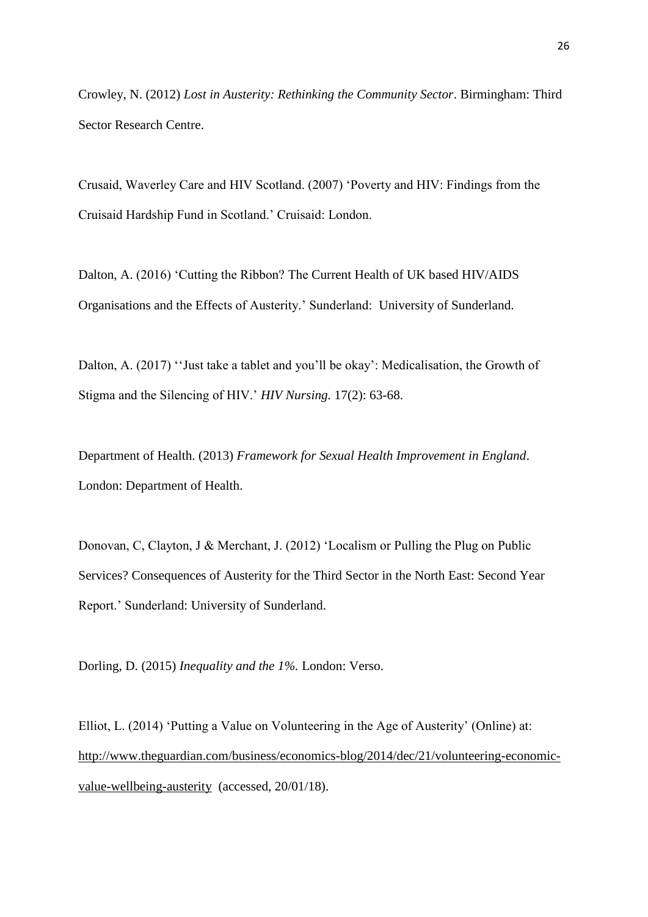Crowley, N. (2012) *Lost in Austerity: Rethinking the Community Sector*. Birmingham: Third Sector Research Centre.

Crusaid, Waverley Care and HIV Scotland. (2007) 'Poverty and HIV: Findings from the Cruisaid Hardship Fund in Scotland.' Cruisaid: London.

Dalton, A. (2016) 'Cutting the Ribbon? The Current Health of UK based HIV/AIDS Organisations and the Effects of Austerity.' Sunderland: University of Sunderland.

Dalton, A. (2017) ''Just take a tablet and you'll be okay': Medicalisation, the Growth of Stigma and the Silencing of HIV.' *HIV Nursing.* 17(2): 63-68.

Department of Health. (2013) *Framework for Sexual Health Improvement in England*. London: Department of Health.

Donovan, C, Clayton, J & Merchant, J. (2012) 'Localism or Pulling the Plug on Public Services? Consequences of Austerity for the Third Sector in the North East: Second Year Report.' Sunderland: University of Sunderland.

Dorling, D. (2015) *Inequality and the 1%.* London: Verso.

Elliot, L. (2014) 'Putting a Value on Volunteering in the Age of Austerity' (Online) at: http://www.theguardian.com/business/economics-blog/2014/dec/21/volunteering-economic-value-wellbeing-austerity (accessed, 20/01/18).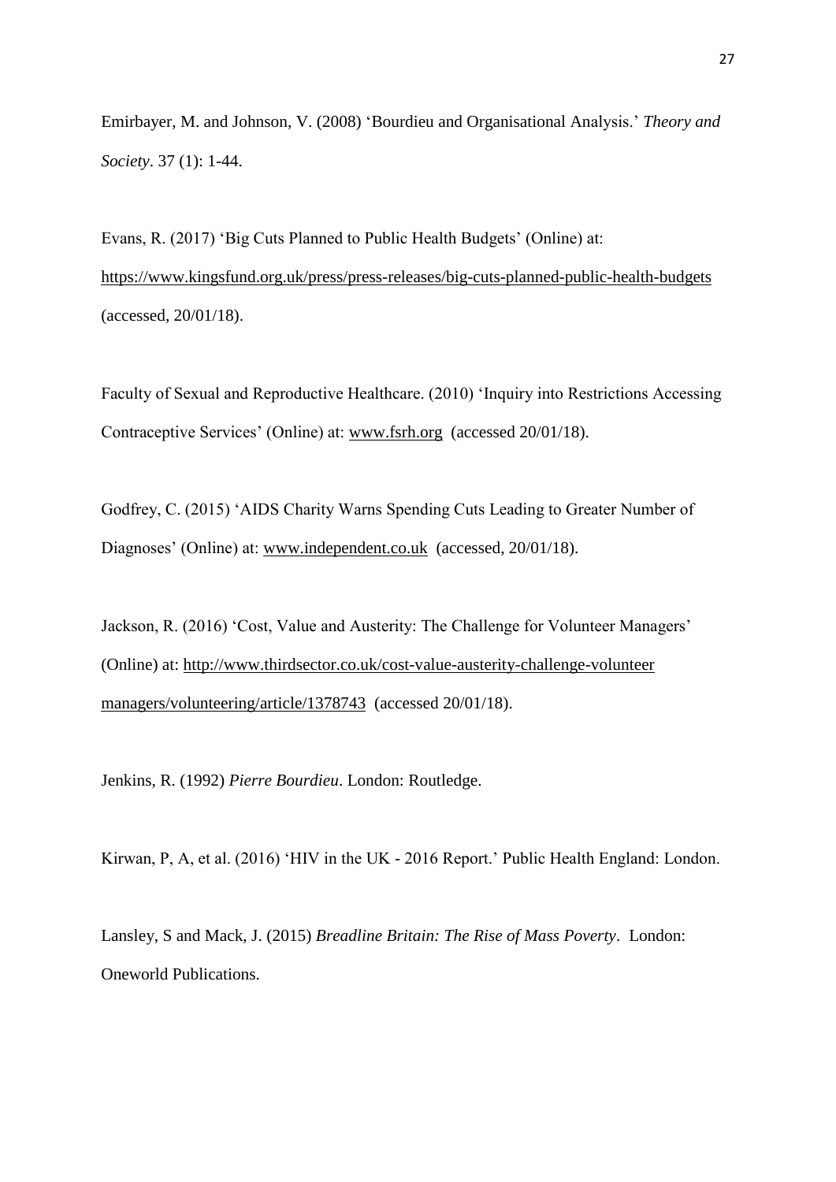Emirbayer, M. and Johnson, V. (2008) 'Bourdieu and Organisational Analysis.' *Theory and Society*. 37 (1): 1-44.

Evans, R. (2017) 'Big Cuts Planned to Public Health Budgets' (Online) at: https://www.kingsfund.org.uk/press/press-releases/big-cuts-planned-public-health-budgets (accessed, 20/01/18).

Faculty of Sexual and Reproductive Healthcare. (2010) 'Inquiry into Restrictions Accessing Contraceptive Services' (Online) at: www.fsrh.org (accessed 20/01/18).

Godfrey, C. (2015) 'AIDS Charity Warns Spending Cuts Leading to Greater Number of Diagnoses' (Online) at: www.independent.co.uk (accessed, 20/01/18).

Jackson, R. (2016) 'Cost, Value and Austerity: The Challenge for Volunteer Managers' (Online) at: http://www.thirdsector.co.uk/cost-value-austerity-challenge-volunteer managers/volunteering/article/1378743 (accessed 20/01/18).

Jenkins, R. (1992) *Pierre Bourdieu*. London: Routledge.

Kirwan, P, A, et al. (2016) 'HIV in the UK - 2016 Report.' Public Health England: London.

Lansley, S and Mack, J. (2015) *Breadline Britain: The Rise of Mass Poverty*. London: Oneworld Publications.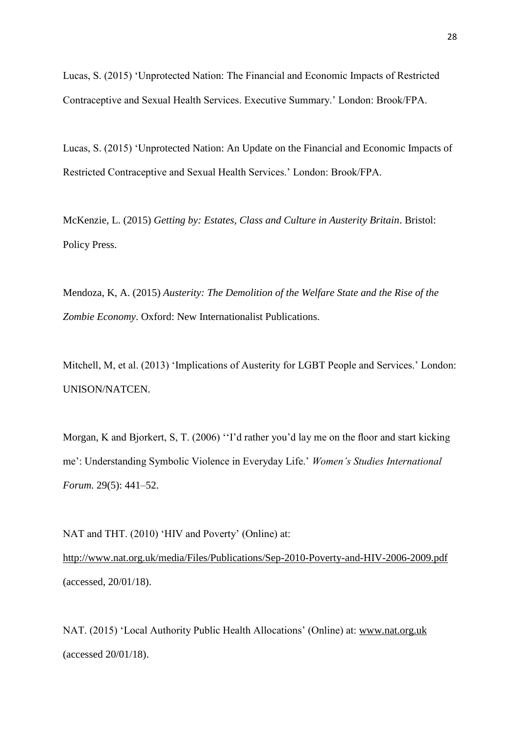Lucas, S. (2015) ‘Unprotected Nation: The Financial and Economic Impacts of Restricted Contraceptive and Sexual Health Services. Executive Summary.’ London: Brook/FPA.

Lucas, S. (2015) ‘Unprotected Nation: An Update on the Financial and Economic Impacts of Restricted Contraceptive and Sexual Health Services.’ London: Brook/FPA.

McKenzie, L. (2015) *Getting by: Estates, Class and Culture in Austerity Britain*. Bristol: Policy Press.

Mendoza, K, A. (2015) *Austerity: The Demolition of the Welfare State and the Rise of the Zombie Economy*. Oxford: New Internationalist Publications.

Mitchell, M, et al. (2013) ‘Implications of Austerity for LGBT People and Services.’ London: UNISON/NATCEN.

Morgan, K and Bjorkert, S, T. (2006) ‘‘I’d rather you’d lay me on the floor and start kicking me’: Understanding Symbolic Violence in Everyday Life.’ *Women’s Studies International Forum.* 29(5): 441–52.

NAT and THT. (2010) ‘HIV and Poverty’ (Online) at: http://www.nat.org.uk/media/Files/Publications/Sep-2010-Poverty-and-HIV-2006-2009.pdf (accessed, 20/01/18).

NAT. (2015) ‘Local Authority Public Health Allocations’ (Online) at: www.nat.org.uk (accessed 20/01/18).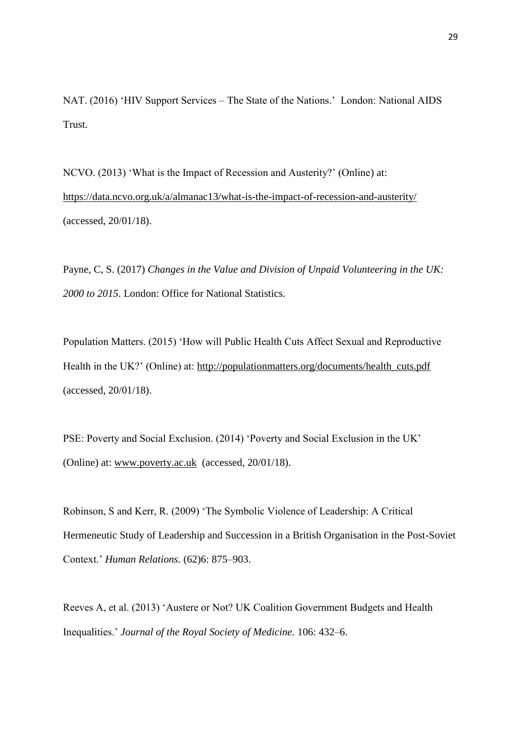NAT. (2016) 'HIV Support Services – The State of the Nations.' London: National AIDS Trust.

NCVO. (2013) 'What is the Impact of Recession and Austerity?' (Online) at: https://data.ncvo.org.uk/a/almanac13/what-is-the-impact-of-recession-and-austerity/ (accessed, 20/01/18).

Payne, C, S. (2017) *Changes in the Value and Division of Unpaid Volunteering in the UK: 2000 to 2015*. London: Office for National Statistics.

Population Matters. (2015) 'How will Public Health Cuts Affect Sexual and Reproductive Health in the UK?' (Online) at: http://populationmatters.org/documents/health_cuts.pdf (accessed, 20/01/18).

PSE: Poverty and Social Exclusion. (2014) 'Poverty and Social Exclusion in the UK' (Online) at: www.poverty.ac.uk (accessed, 20/01/18).

Robinson, S and Kerr, R. (2009) 'The Symbolic Violence of Leadership: A Critical Hermeneutic Study of Leadership and Succession in a British Organisation in the Post-Soviet Context.' *Human Relations.* (62)6: 875–903.

Reeves A, et al. (2013) 'Austere or Not? UK Coalition Government Budgets and Health Inequalities.' *Journal of the Royal Society of Medicine.* 106: 432–6.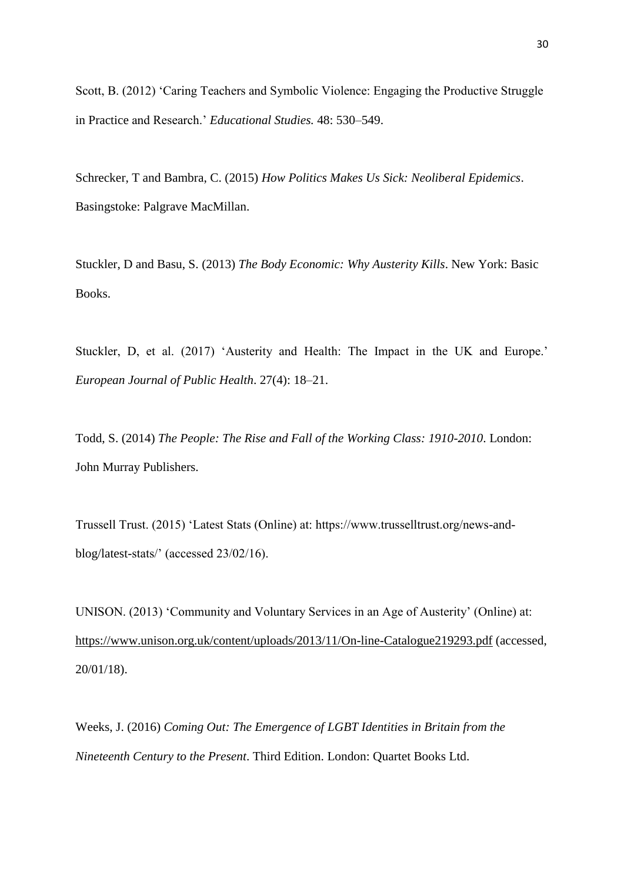Scott, B. (2012) 'Caring Teachers and Symbolic Violence: Engaging the Productive Struggle in Practice and Research.' *Educational Studies.* 48: 530–549.

Schrecker, T and Bambra, C. (2015) *How Politics Makes Us Sick: Neoliberal Epidemics*. Basingstoke: Palgrave MacMillan.

Stuckler, D and Basu, S. (2013) *The Body Economic: Why Austerity Kills*. New York: Basic Books.

Stuckler, D, et al. (2017) 'Austerity and Health: The Impact in the UK and Europe.' *European Journal of Public Health*. 27(4): 18–21.

Todd, S. (2014) *The People: The Rise and Fall of the Working Class: 1910-2010*. London: John Murray Publishers.

Trussell Trust. (2015) 'Latest Stats (Online) at: https://www.trusselltrust.org/news-and-blog/latest-stats/' (accessed 23/02/16).

UNISON. (2013) 'Community and Voluntary Services in an Age of Austerity' (Online) at: https://www.unison.org.uk/content/uploads/2013/11/On-line-Catalogue219293.pdf (accessed, 20/01/18).

Weeks, J. (2016) *Coming Out: The Emergence of LGBT Identities in Britain from the Nineteenth Century to the Present*. Third Edition. London: Quartet Books Ltd.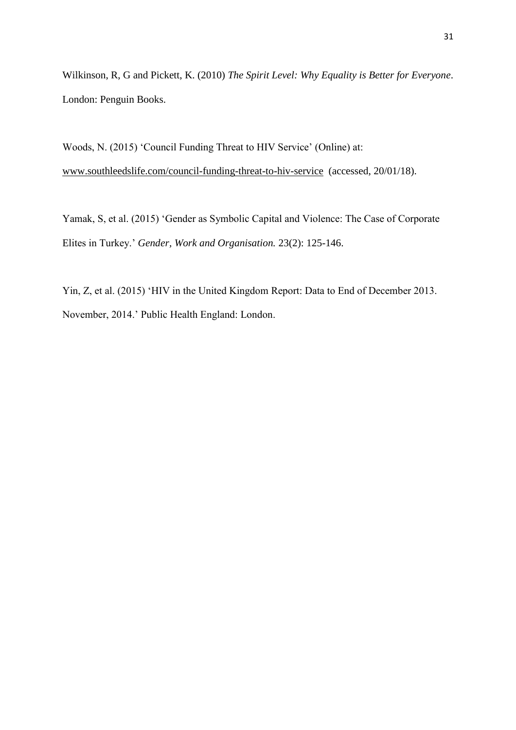Wilkinson, R, G and Pickett, K. (2010) *The Spirit Level: Why Equality is Better for Everyone*. London: Penguin Books.

Woods, N. (2015) 'Council Funding Threat to HIV Service' (Online) at: www.southleedslife.com/council-funding-threat-to-hiv-service (accessed, 20/01/18).

Yamak, S, et al. (2015) 'Gender as Symbolic Capital and Violence: The Case of Corporate Elites in Turkey.' *Gender, Work and Organisation.* 23(2): 125-146.

Yin, Z, et al. (2015) 'HIV in the United Kingdom Report: Data to End of December 2013. November, 2014.' Public Health England: London.